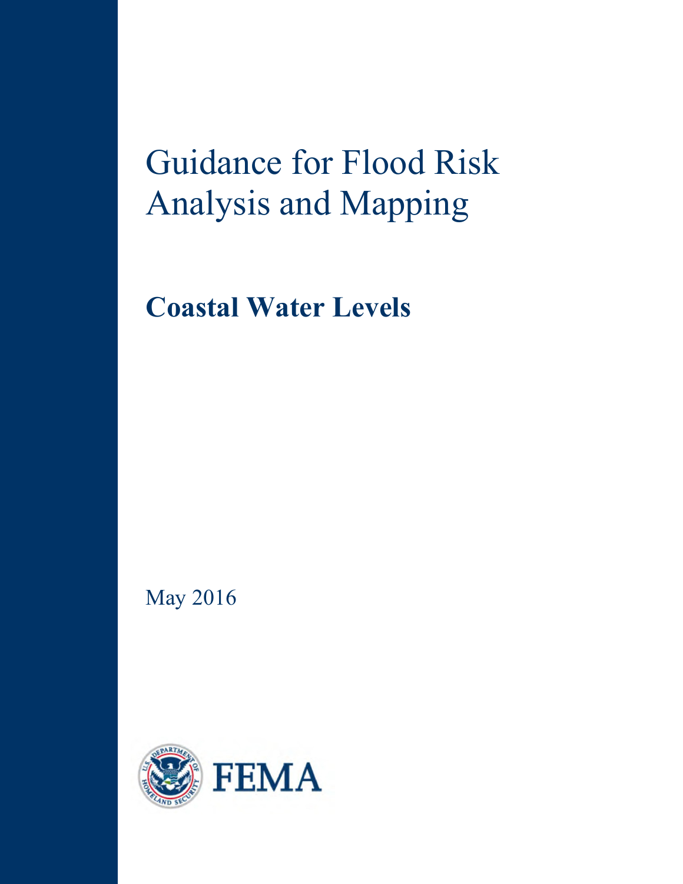# Guidance for Flood Risk Analysis and Mapping

## Coastal Water Levels

May 2016

FEMA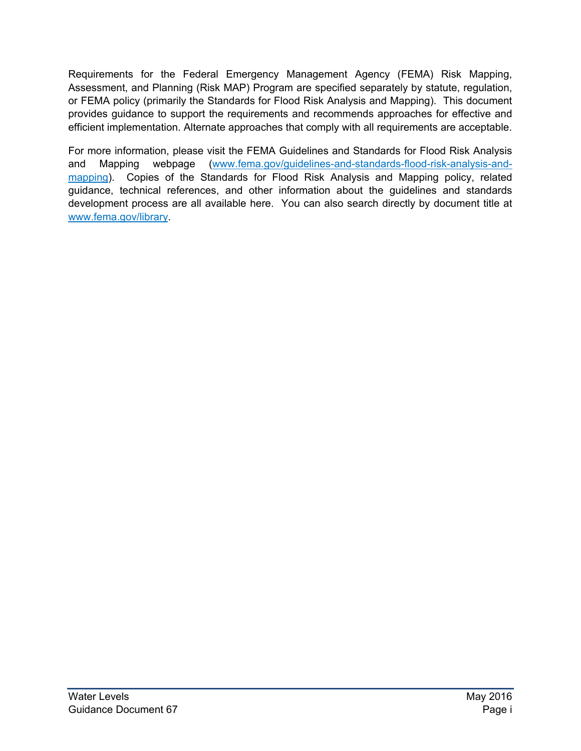Requirements for the Federal Emergency Management Agency (FEMA) Risk Mapping, Assessment, and Planning (Risk MAP) Program are specified separately by statute, regulation, or FEMA policy (primarily the Standards for Flood Risk Analysis and Mapping). This document provides guidance to support the requirements and recommends approaches for effective and efficient implementation. Alternate approaches that comply with all requirements are acceptable.

For more information, please visit the FEMA Guidelines and Standards for Flood Risk Analysis and Mapping webpage ([www.fema.gov/guidelines-and-standards-flood-risk-analysis-and-mapping](www.fema.gov/guidelines-and-standards-flood-risk-analysis-and-mapping)). Copies of the Standards for Flood Risk Analysis and Mapping policy, related guidance, technical references, and other information about the guidelines and standards development process are all available here. You can also search directly by document title at [www.fema.gov/library](www.fema.gov/library).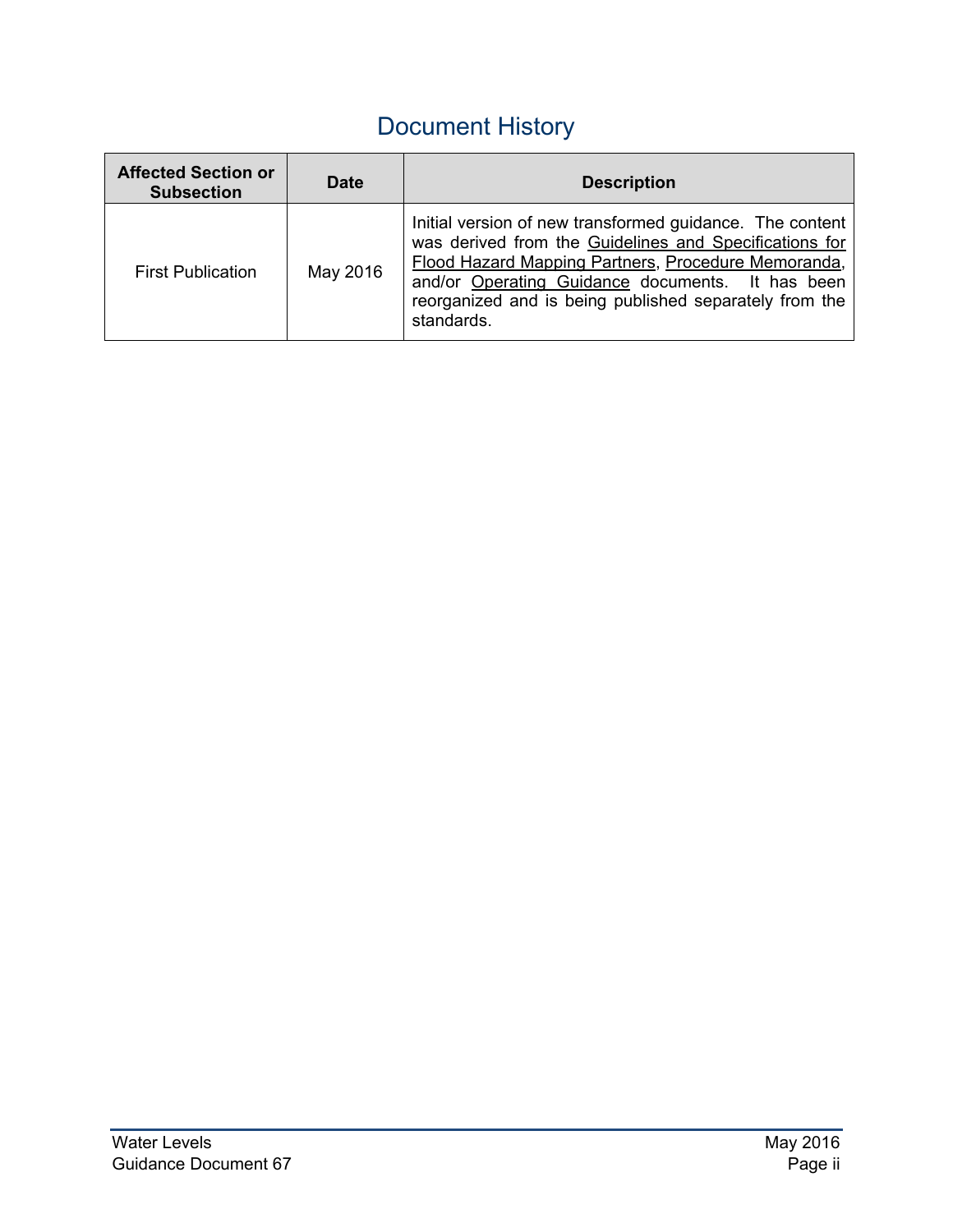# Document History

| Affected Section or Subsection | Date | Description |
|---|---|---|
| First Publication | May 2016 | Initial version of new transformed guidance. The content was derived from the Guidelines and Specifications for Flood Hazard Mapping Partners, Procedure Memoranda, and/or Operating Guidance documents. It has been reorganized and is being published separately from the standards. |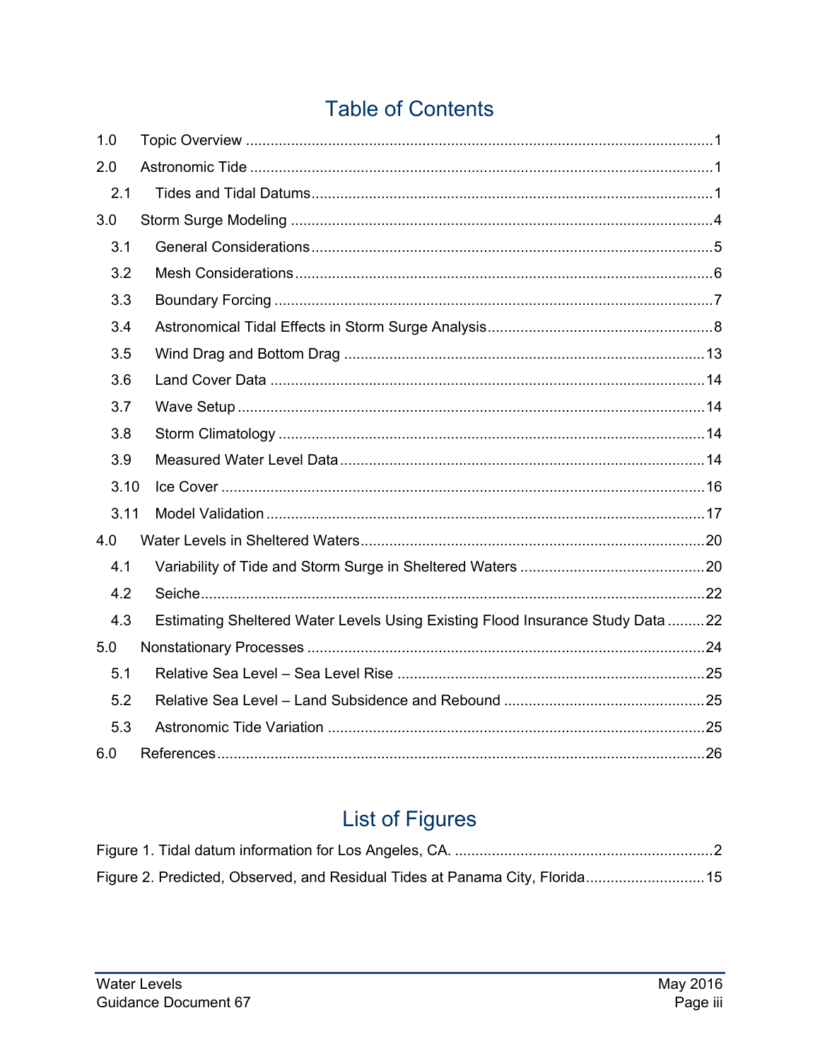# Table of Contents

1.0 Topic Overview ..... 1

2.0 Astronomic Tide ..... 1

- 2.1 Tides and Tidal Datums ..... 1

3.0 Storm Surge Modeling ..... 4

- 3.1 General Considerations ..... 5
- 3.2 Mesh Considerations ..... 6
- 3.3 Boundary Forcing ..... 7
- 3.4 Astronomical Tidal Effects in Storm Surge Analysis ..... 8
- 3.5 Wind Drag and Bottom Drag ..... 13
- 3.6 Land Cover Data ..... 14
- 3.7 Wave Setup ..... 14
- 3.8 Storm Climatology ..... 14
- 3.9 Measured Water Level Data ..... 14
- 3.10 Ice Cover ..... 16
- 3.11 Model Validation ..... 17

4.0 Water Levels in Sheltered Waters ..... 20

- 4.1 Variability of Tide and Storm Surge in Sheltered Waters ..... 20
- 4.2 Seiche ..... 22
- 4.3 Estimating Sheltered Water Levels Using Existing Flood Insurance Study Data ..... 22

5.0 Nonstationary Processes ..... 24

- 5.1 Relative Sea Level – Sea Level Rise ..... 25
- 5.2 Relative Sea Level – Land Subsidence and Rebound ..... 25
- 5.3 Astronomic Tide Variation ..... 25

6.0 References ..... 26

# List of Figures

Figure 1. Tidal datum information for Los Angeles, CA. ..... 2

Figure 2. Predicted, Observed, and Residual Tides at Panama City, Florida ..... 15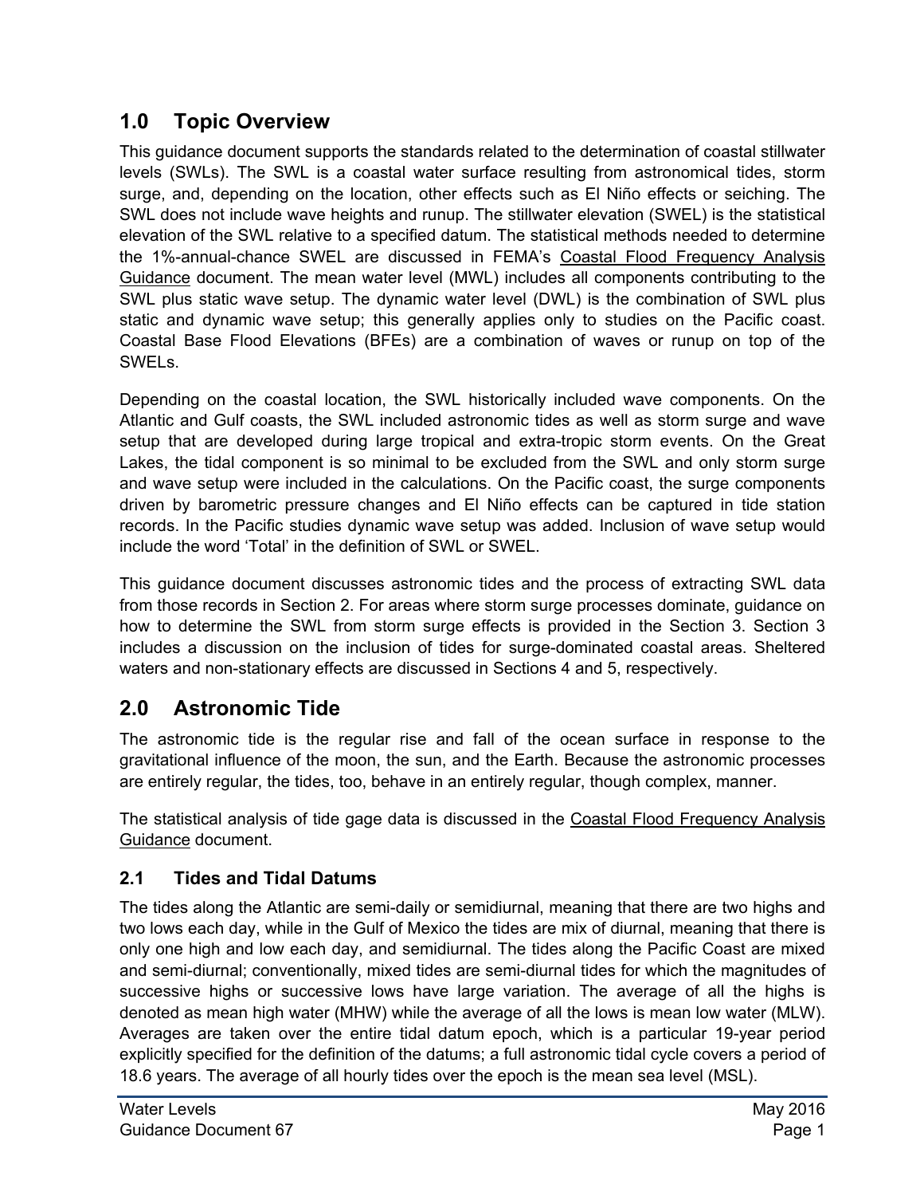## 1.0 Topic Overview

This guidance document supports the standards related to the determination of coastal stillwater levels (SWLs). The SWL is a coastal water surface resulting from astronomical tides, storm surge, and, depending on the location, other effects such as El Niño effects or seiching. The SWL does not include wave heights and runup. The stillwater elevation (SWEL) is the statistical elevation of the SWL relative to a specified datum. The statistical methods needed to determine the 1%-annual-chance SWEL are discussed in FEMA's Coastal Flood Frequency Analysis Guidance document. The mean water level (MWL) includes all components contributing to the SWL plus static wave setup. The dynamic water level (DWL) is the combination of SWL plus static and dynamic wave setup; this generally applies only to studies on the Pacific coast. Coastal Base Flood Elevations (BFEs) are a combination of waves or runup on top of the SWELs.

Depending on the coastal location, the SWL historically included wave components. On the Atlantic and Gulf coasts, the SWL included astronomic tides as well as storm surge and wave setup that are developed during large tropical and extra-tropic storm events. On the Great Lakes, the tidal component is so minimal to be excluded from the SWL and only storm surge and wave setup were included in the calculations. On the Pacific coast, the surge components driven by barometric pressure changes and El Niño effects can be captured in tide station records. In the Pacific studies dynamic wave setup was added. Inclusion of wave setup would include the word 'Total' in the definition of SWL or SWEL.

This guidance document discusses astronomic tides and the process of extracting SWL data from those records in Section 2. For areas where storm surge processes dominate, guidance on how to determine the SWL from storm surge effects is provided in the Section 3. Section 3 includes a discussion on the inclusion of tides for surge-dominated coastal areas. Sheltered waters and non-stationary effects are discussed in Sections 4 and 5, respectively.

## 2.0 Astronomic Tide

The astronomic tide is the regular rise and fall of the ocean surface in response to the gravitational influence of the moon, the sun, and the Earth. Because the astronomic processes are entirely regular, the tides, too, behave in an entirely regular, though complex, manner.

The statistical analysis of tide gage data is discussed in the Coastal Flood Frequency Analysis Guidance document.

### 2.1 Tides and Tidal Datums

The tides along the Atlantic are semi-daily or semidiurnal, meaning that there are two highs and two lows each day, while in the Gulf of Mexico the tides are mix of diurnal, meaning that there is only one high and low each day, and semidiurnal. The tides along the Pacific Coast are mixed and semi-diurnal; conventionally, mixed tides are semi-diurnal tides for which the magnitudes of successive highs or successive lows have large variation. The average of all the highs is denoted as mean high water (MHW) while the average of all the lows is mean low water (MLW). Averages are taken over the entire tidal datum epoch, which is a particular 19-year period explicitly specified for the definition of the datums; a full astronomic tidal cycle covers a period of 18.6 years. The average of all hourly tides over the epoch is the mean sea level (MSL).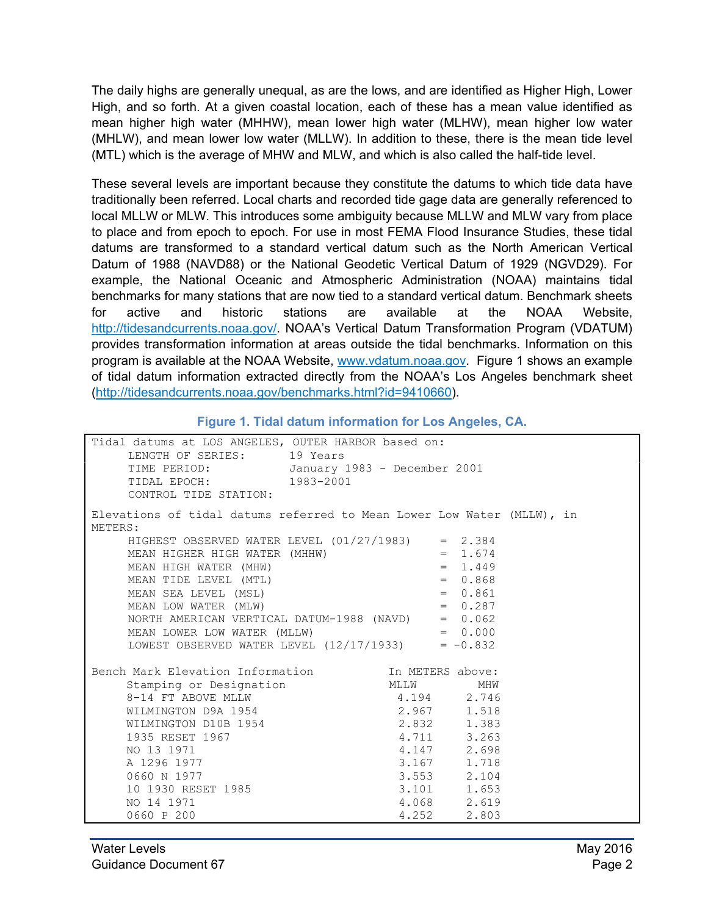The daily highs are generally unequal, as are the lows, and are identified as Higher High, Lower High, and so forth. At a given coastal location, each of these has a mean value identified as mean higher high water (MHHW), mean lower high water (MLHW), mean higher low water (MHLW), and mean lower low water (MLLW). In addition to these, there is the mean tide level (MTL) which is the average of MHW and MLW, and which is also called the half-tide level.

These several levels are important because they constitute the datums to which tide data have traditionally been referred. Local charts and recorded tide gage data are generally referenced to local MLLW or MLW. This introduces some ambiguity because MLLW and MLW vary from place to place and from epoch to epoch. For use in most FEMA Flood Insurance Studies, these tidal datums are transformed to a standard vertical datum such as the North American Vertical Datum of 1988 (NAVD88) or the National Geodetic Vertical Datum of 1929 (NGVD29). For example, the National Oceanic and Atmospheric Administration (NOAA) maintains tidal benchmarks for many stations that are now tied to a standard vertical datum. Benchmark sheets for active and historic stations are available at the NOAA Website, http://tidesandcurrents.noaa.gov/. NOAA's Vertical Datum Transformation Program (VDATUM) provides transformation information at areas outside the tidal benchmarks. Information on this program is available at the NOAA Website, www.vdatum.noaa.gov. Figure 1 shows an example of tidal datum information extracted directly from the NOAA's Los Angeles benchmark sheet (http://tidesandcurrents.noaa.gov/benchmarks.html?id=9410660).

**Figure 1. Tidal datum information for Los Angeles, CA.**

```
Tidal datums at LOS ANGELES, OUTER HARBOR based on:
     LENGTH OF SERIES:      19 Years
     TIME PERIOD:           January 1983 - December 2001
     TIDAL EPOCH:           1983-2001
     CONTROL TIDE STATION:

Elevations of tidal datums referred to Mean Lower Low Water (MLLW), in
METERS:
     HIGHEST OBSERVED WATER LEVEL (01/27/1983)     =  2.384
     MEAN HIGHER HIGH WATER (MHHW)                 =  1.674
     MEAN HIGH WATER (MHW)                         =  1.449
     MEAN TIDE LEVEL (MTL)                         =  0.868
     MEAN SEA LEVEL (MSL)                          =  0.861
     MEAN LOW WATER (MLW)                          =  0.287
     NORTH AMERICAN VERTICAL DATUM-1988 (NAVD)     =  0.062
     MEAN LOWER LOW WATER (MLLW)                   =  0.000
     LOWEST OBSERVED WATER LEVEL (12/17/1933)      = -0.832

Bench Mark Elevation Information          In METERS above:
     Stamping or Designation             MLLW        MHW
     8-14 FT ABOVE MLLW                   4.194     2.746
     WILMINGTON D9A 1954                  2.967     1.518
     WILMINGTON D10B 1954                 2.832     1.383
     1935 RESET 1967                      4.711     3.263
     NO 13 1971                           4.147     2.698
     A 1296 1977                          3.167     1.718
     0660 N 1977                          3.553     2.104
     10 1930 RESET 1985                   3.101     1.653
     NO 14 1971                           4.068     2.619
     0660 P 200                           4.252     2.803
```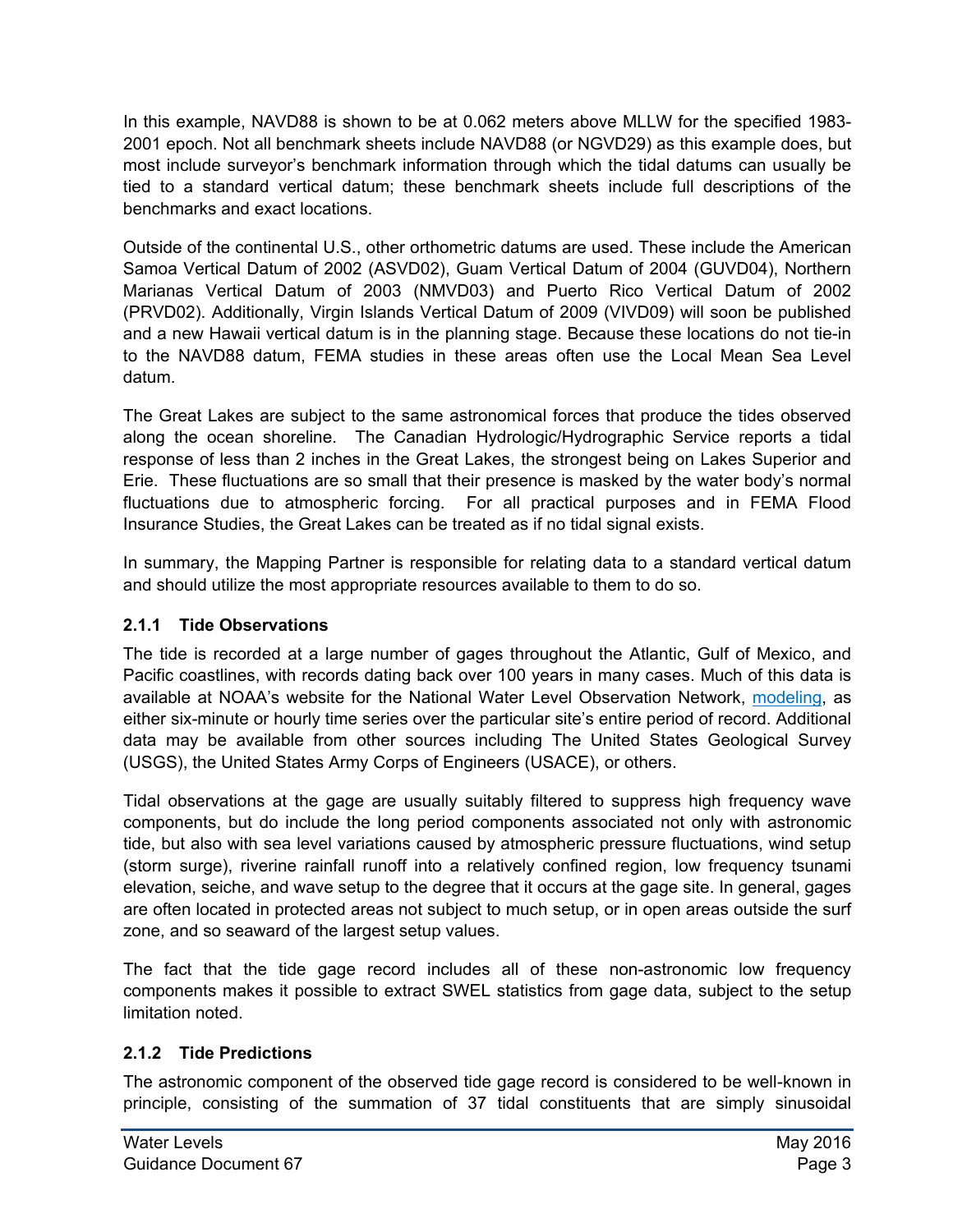In this example, NAVD88 is shown to be at 0.062 meters above MLLW for the specified 1983-2001 epoch. Not all benchmark sheets include NAVD88 (or NGVD29) as this example does, but most include surveyor's benchmark information through which the tidal datums can usually be tied to a standard vertical datum; these benchmark sheets include full descriptions of the benchmarks and exact locations.

Outside of the continental U.S., other orthometric datums are used. These include the American Samoa Vertical Datum of 2002 (ASVD02), Guam Vertical Datum of 2004 (GUVD04), Northern Marianas Vertical Datum of 2003 (NMVD03) and Puerto Rico Vertical Datum of 2002 (PRVD02). Additionally, Virgin Islands Vertical Datum of 2009 (VIVD09) will soon be published and a new Hawaii vertical datum is in the planning stage. Because these locations do not tie-in to the NAVD88 datum, FEMA studies in these areas often use the Local Mean Sea Level datum.

The Great Lakes are subject to the same astronomical forces that produce the tides observed along the ocean shoreline. The Canadian Hydrologic/Hydrographic Service reports a tidal response of less than 2 inches in the Great Lakes, the strongest being on Lakes Superior and Erie. These fluctuations are so small that their presence is masked by the water body's normal fluctuations due to atmospheric forcing. For all practical purposes and in FEMA Flood Insurance Studies, the Great Lakes can be treated as if no tidal signal exists.

In summary, the Mapping Partner is responsible for relating data to a standard vertical datum and should utilize the most appropriate resources available to them to do so.

### 2.1.1 Tide Observations

The tide is recorded at a large number of gages throughout the Atlantic, Gulf of Mexico, and Pacific coastlines, with records dating back over 100 years in many cases. Much of this data is available at NOAA's website for the National Water Level Observation Network, modeling, as either six-minute or hourly time series over the particular site's entire period of record. Additional data may be available from other sources including The United States Geological Survey (USGS), the United States Army Corps of Engineers (USACE), or others.

Tidal observations at the gage are usually suitably filtered to suppress high frequency wave components, but do include the long period components associated not only with astronomic tide, but also with sea level variations caused by atmospheric pressure fluctuations, wind setup (storm surge), riverine rainfall runoff into a relatively confined region, low frequency tsunami elevation, seiche, and wave setup to the degree that it occurs at the gage site. In general, gages are often located in protected areas not subject to much setup, or in open areas outside the surf zone, and so seaward of the largest setup values.

The fact that the tide gage record includes all of these non-astronomic low frequency components makes it possible to extract SWEL statistics from gage data, subject to the setup limitation noted.

### 2.1.2 Tide Predictions

The astronomic component of the observed tide gage record is considered to be well-known in principle, consisting of the summation of 37 tidal constituents that are simply sinusoidal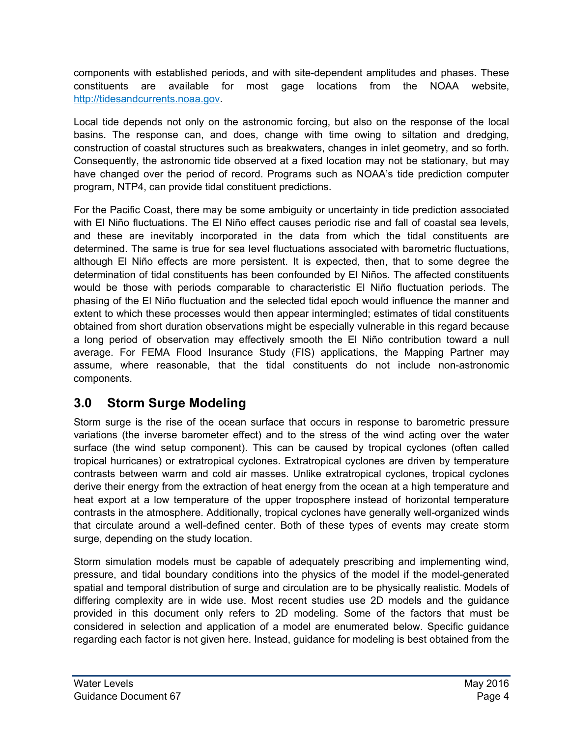components with established periods, and with site-dependent amplitudes and phases. These constituents are available for most gage locations from the NOAA website, http://tidesandcurrents.noaa.gov.

Local tide depends not only on the astronomic forcing, but also on the response of the local basins. The response can, and does, change with time owing to siltation and dredging, construction of coastal structures such as breakwaters, changes in inlet geometry, and so forth. Consequently, the astronomic tide observed at a fixed location may not be stationary, but may have changed over the period of record. Programs such as NOAA's tide prediction computer program, NTP4, can provide tidal constituent predictions.

For the Pacific Coast, there may be some ambiguity or uncertainty in tide prediction associated with El Niño fluctuations. The El Niño effect causes periodic rise and fall of coastal sea levels, and these are inevitably incorporated in the data from which the tidal constituents are determined. The same is true for sea level fluctuations associated with barometric fluctuations, although El Niño effects are more persistent. It is expected, then, that to some degree the determination of tidal constituents has been confounded by El Niños. The affected constituents would be those with periods comparable to characteristic El Niño fluctuation periods. The phasing of the El Niño fluctuation and the selected tidal epoch would influence the manner and extent to which these processes would then appear intermingled; estimates of tidal constituents obtained from short duration observations might be especially vulnerable in this regard because a long period of observation may effectively smooth the El Niño contribution toward a null average. For FEMA Flood Insurance Study (FIS) applications, the Mapping Partner may assume, where reasonable, that the tidal constituents do not include non-astronomic components.

## 3.0 Storm Surge Modeling

Storm surge is the rise of the ocean surface that occurs in response to barometric pressure variations (the inverse barometer effect) and to the stress of the wind acting over the water surface (the wind setup component). This can be caused by tropical cyclones (often called tropical hurricanes) or extratropical cyclones. Extratropical cyclones are driven by temperature contrasts between warm and cold air masses. Unlike extratropical cyclones, tropical cyclones derive their energy from the extraction of heat energy from the ocean at a high temperature and heat export at a low temperature of the upper troposphere instead of horizontal temperature contrasts in the atmosphere. Additionally, tropical cyclones have generally well-organized winds that circulate around a well-defined center. Both of these types of events may create storm surge, depending on the study location.

Storm simulation models must be capable of adequately prescribing and implementing wind, pressure, and tidal boundary conditions into the physics of the model if the model-generated spatial and temporal distribution of surge and circulation are to be physically realistic. Models of differing complexity are in wide use. Most recent studies use 2D models and the guidance provided in this document only refers to 2D modeling. Some of the factors that must be considered in selection and application of a model are enumerated below. Specific guidance regarding each factor is not given here. Instead, guidance for modeling is best obtained from the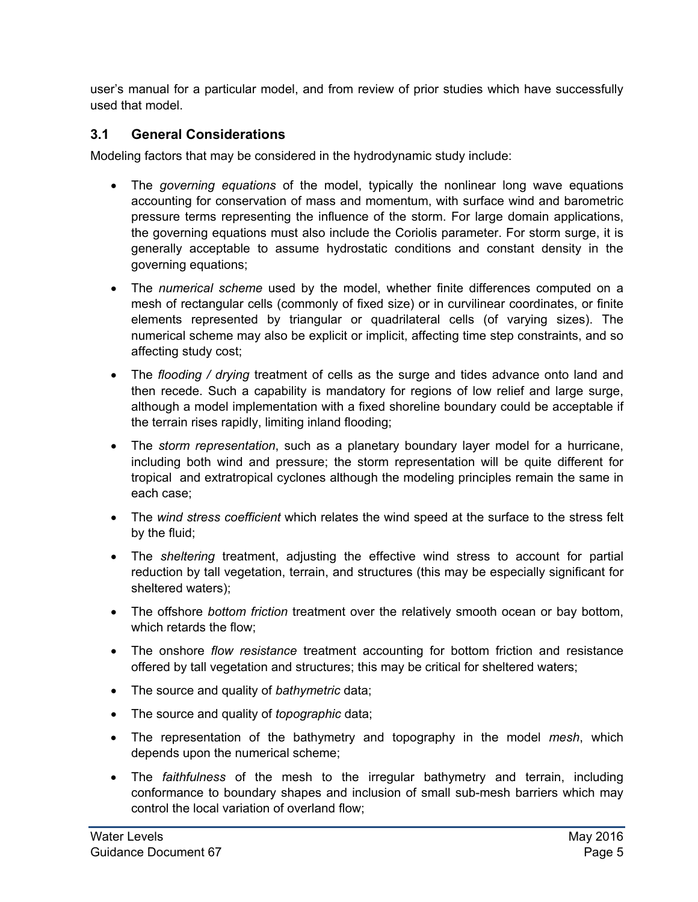user's manual for a particular model, and from review of prior studies which have successfully used that model.

## 3.1 General Considerations

Modeling factors that may be considered in the hydrodynamic study include:

- The *governing equations* of the model, typically the nonlinear long wave equations accounting for conservation of mass and momentum, with surface wind and barometric pressure terms representing the influence of the storm. For large domain applications, the governing equations must also include the Coriolis parameter. For storm surge, it is generally acceptable to assume hydrostatic conditions and constant density in the governing equations;
- The *numerical scheme* used by the model, whether finite differences computed on a mesh of rectangular cells (commonly of fixed size) or in curvilinear coordinates, or finite elements represented by triangular or quadrilateral cells (of varying sizes). The numerical scheme may also be explicit or implicit, affecting time step constraints, and so affecting study cost;
- The *flooding / drying* treatment of cells as the surge and tides advance onto land and then recede. Such a capability is mandatory for regions of low relief and large surge, although a model implementation with a fixed shoreline boundary could be acceptable if the terrain rises rapidly, limiting inland flooding;
- The *storm representation*, such as a planetary boundary layer model for a hurricane, including both wind and pressure; the storm representation will be quite different for tropical and extratropical cyclones although the modeling principles remain the same in each case;
- The *wind stress coefficient* which relates the wind speed at the surface to the stress felt by the fluid;
- The *sheltering* treatment, adjusting the effective wind stress to account for partial reduction by tall vegetation, terrain, and structures (this may be especially significant for sheltered waters);
- The offshore *bottom friction* treatment over the relatively smooth ocean or bay bottom, which retards the flow;
- The onshore *flow resistance* treatment accounting for bottom friction and resistance offered by tall vegetation and structures; this may be critical for sheltered waters;
- The source and quality of *bathymetric* data;
- The source and quality of *topographic* data;
- The representation of the bathymetry and topography in the model *mesh*, which depends upon the numerical scheme;
- The *faithfulness* of the mesh to the irregular bathymetry and terrain, including conformance to boundary shapes and inclusion of small sub-mesh barriers which may control the local variation of overland flow;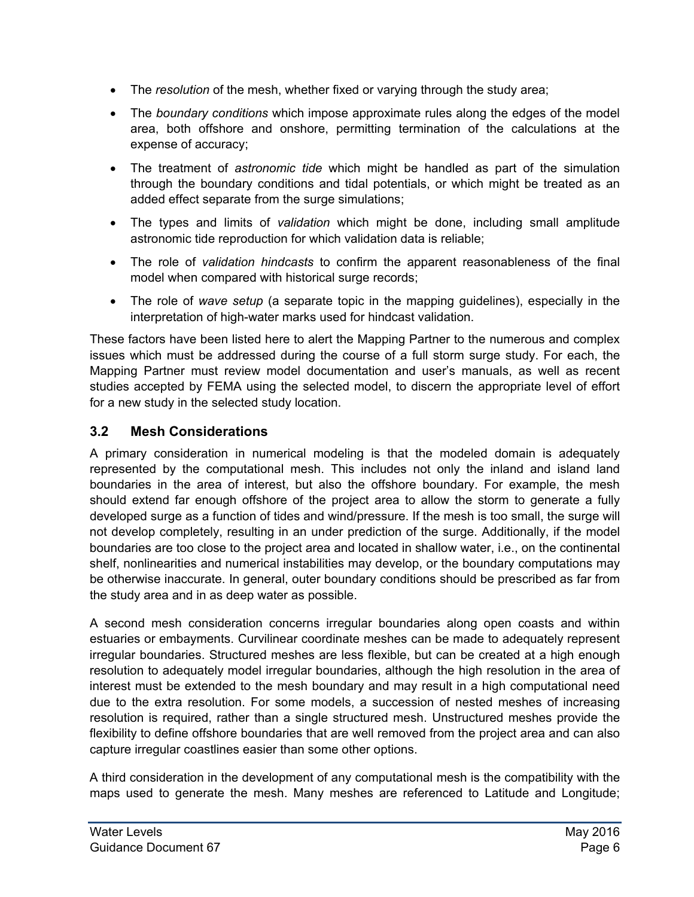- The *resolution* of the mesh, whether fixed or varying through the study area;
- The *boundary conditions* which impose approximate rules along the edges of the model area, both offshore and onshore, permitting termination of the calculations at the expense of accuracy;
- The treatment of *astronomic tide* which might be handled as part of the simulation through the boundary conditions and tidal potentials, or which might be treated as an added effect separate from the surge simulations;
- The types and limits of *validation* which might be done, including small amplitude astronomic tide reproduction for which validation data is reliable;
- The role of *validation hindcasts* to confirm the apparent reasonableness of the final model when compared with historical surge records;
- The role of *wave setup* (a separate topic in the mapping guidelines), especially in the interpretation of high-water marks used for hindcast validation.

These factors have been listed here to alert the Mapping Partner to the numerous and complex issues which must be addressed during the course of a full storm surge study. For each, the Mapping Partner must review model documentation and user's manuals, as well as recent studies accepted by FEMA using the selected model, to discern the appropriate level of effort for a new study in the selected study location.

### 3.2 Mesh Considerations

A primary consideration in numerical modeling is that the modeled domain is adequately represented by the computational mesh. This includes not only the inland and island land boundaries in the area of interest, but also the offshore boundary. For example, the mesh should extend far enough offshore of the project area to allow the storm to generate a fully developed surge as a function of tides and wind/pressure. If the mesh is too small, the surge will not develop completely, resulting in an under prediction of the surge. Additionally, if the model boundaries are too close to the project area and located in shallow water, i.e., on the continental shelf, nonlinearities and numerical instabilities may develop, or the boundary computations may be otherwise inaccurate. In general, outer boundary conditions should be prescribed as far from the study area and in as deep water as possible.

A second mesh consideration concerns irregular boundaries along open coasts and within estuaries or embayments. Curvilinear coordinate meshes can be made to adequately represent irregular boundaries. Structured meshes are less flexible, but can be created at a high enough resolution to adequately model irregular boundaries, although the high resolution in the area of interest must be extended to the mesh boundary and may result in a high computational need due to the extra resolution. For some models, a succession of nested meshes of increasing resolution is required, rather than a single structured mesh. Unstructured meshes provide the flexibility to define offshore boundaries that are well removed from the project area and can also capture irregular coastlines easier than some other options.

A third consideration in the development of any computational mesh is the compatibility with the maps used to generate the mesh. Many meshes are referenced to Latitude and Longitude;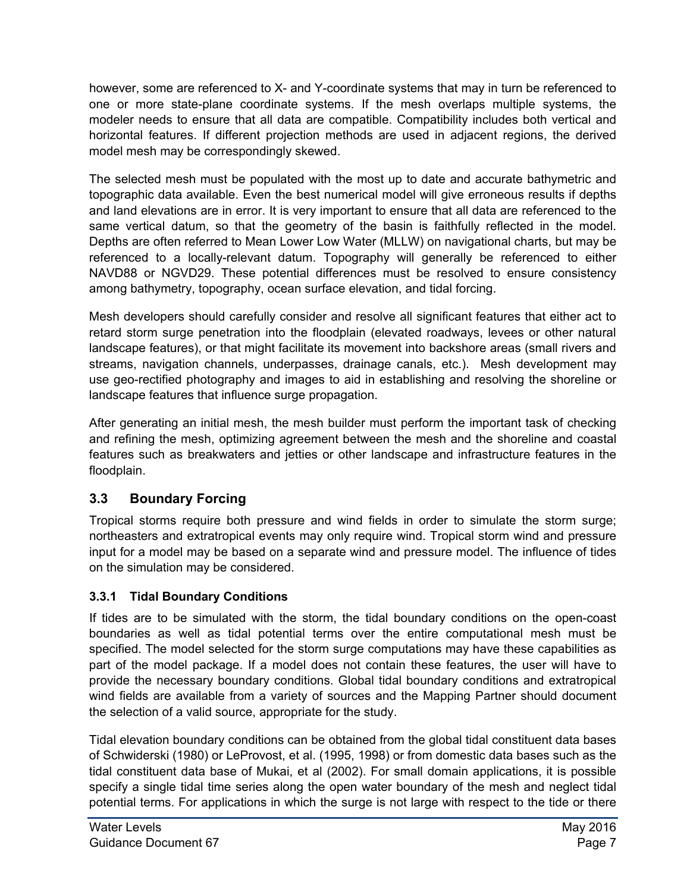however, some are referenced to X- and Y-coordinate systems that may in turn be referenced to one or more state-plane coordinate systems. If the mesh overlaps multiple systems, the modeler needs to ensure that all data are compatible. Compatibility includes both vertical and horizontal features. If different projection methods are used in adjacent regions, the derived model mesh may be correspondingly skewed.

The selected mesh must be populated with the most up to date and accurate bathymetric and topographic data available. Even the best numerical model will give erroneous results if depths and land elevations are in error. It is very important to ensure that all data are referenced to the same vertical datum, so that the geometry of the basin is faithfully reflected in the model. Depths are often referred to Mean Lower Low Water (MLLW) on navigational charts, but may be referenced to a locally-relevant datum. Topography will generally be referenced to either NAVD88 or NGVD29. These potential differences must be resolved to ensure consistency among bathymetry, topography, ocean surface elevation, and tidal forcing.

Mesh developers should carefully consider and resolve all significant features that either act to retard storm surge penetration into the floodplain (elevated roadways, levees or other natural landscape features), or that might facilitate its movement into backshore areas (small rivers and streams, navigation channels, underpasses, drainage canals, etc.). Mesh development may use geo-rectified photography and images to aid in establishing and resolving the shoreline or landscape features that influence surge propagation.

After generating an initial mesh, the mesh builder must perform the important task of checking and refining the mesh, optimizing agreement between the mesh and the shoreline and coastal features such as breakwaters and jetties or other landscape and infrastructure features in the floodplain.

## 3.3 Boundary Forcing

Tropical storms require both pressure and wind fields in order to simulate the storm surge; northeasters and extratropical events may only require wind. Tropical storm wind and pressure input for a model may be based on a separate wind and pressure model. The influence of tides on the simulation may be considered.

### 3.3.1 Tidal Boundary Conditions

If tides are to be simulated with the storm, the tidal boundary conditions on the open-coast boundaries as well as tidal potential terms over the entire computational mesh must be specified. The model selected for the storm surge computations may have these capabilities as part of the model package. If a model does not contain these features, the user will have to provide the necessary boundary conditions. Global tidal boundary conditions and extratropical wind fields are available from a variety of sources and the Mapping Partner should document the selection of a valid source, appropriate for the study.

Tidal elevation boundary conditions can be obtained from the global tidal constituent data bases of Schwiderski (1980) or LeProvost, et al. (1995, 1998) or from domestic data bases such as the tidal constituent data base of Mukai, et al (2002). For small domain applications, it is possible specify a single tidal time series along the open water boundary of the mesh and neglect tidal potential terms. For applications in which the surge is not large with respect to the tide or there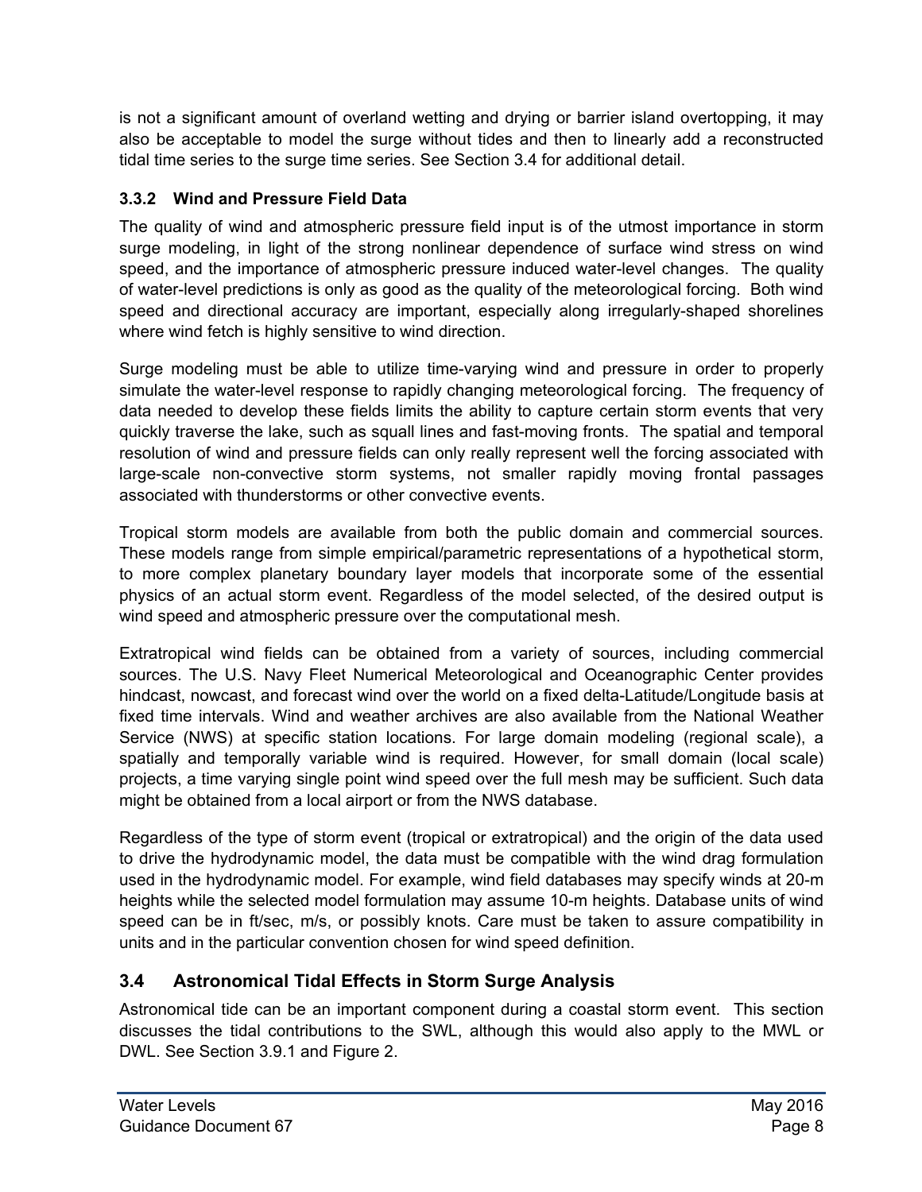is not a significant amount of overland wetting and drying or barrier island overtopping, it may also be acceptable to model the surge without tides and then to linearly add a reconstructed tidal time series to the surge time series. See Section 3.4 for additional detail.

### 3.3.2 Wind and Pressure Field Data

The quality of wind and atmospheric pressure field input is of the utmost importance in storm surge modeling, in light of the strong nonlinear dependence of surface wind stress on wind speed, and the importance of atmospheric pressure induced water-level changes. The quality of water-level predictions is only as good as the quality of the meteorological forcing. Both wind speed and directional accuracy are important, especially along irregularly-shaped shorelines where wind fetch is highly sensitive to wind direction.

Surge modeling must be able to utilize time-varying wind and pressure in order to properly simulate the water-level response to rapidly changing meteorological forcing. The frequency of data needed to develop these fields limits the ability to capture certain storm events that very quickly traverse the lake, such as squall lines and fast-moving fronts. The spatial and temporal resolution of wind and pressure fields can only really represent well the forcing associated with large-scale non-convective storm systems, not smaller rapidly moving frontal passages associated with thunderstorms or other convective events.

Tropical storm models are available from both the public domain and commercial sources. These models range from simple empirical/parametric representations of a hypothetical storm, to more complex planetary boundary layer models that incorporate some of the essential physics of an actual storm event. Regardless of the model selected, of the desired output is wind speed and atmospheric pressure over the computational mesh.

Extratropical wind fields can be obtained from a variety of sources, including commercial sources. The U.S. Navy Fleet Numerical Meteorological and Oceanographic Center provides hindcast, nowcast, and forecast wind over the world on a fixed delta-Latitude/Longitude basis at fixed time intervals. Wind and weather archives are also available from the National Weather Service (NWS) at specific station locations. For large domain modeling (regional scale), a spatially and temporally variable wind is required. However, for small domain (local scale) projects, a time varying single point wind speed over the full mesh may be sufficient. Such data might be obtained from a local airport or from the NWS database.

Regardless of the type of storm event (tropical or extratropical) and the origin of the data used to drive the hydrodynamic model, the data must be compatible with the wind drag formulation used in the hydrodynamic model. For example, wind field databases may specify winds at 20-m heights while the selected model formulation may assume 10-m heights. Database units of wind speed can be in ft/sec, m/s, or possibly knots. Care must be taken to assure compatibility in units and in the particular convention chosen for wind speed definition.

## 3.4 Astronomical Tidal Effects in Storm Surge Analysis

Astronomical tide can be an important component during a coastal storm event. This section discusses the tidal contributions to the SWL, although this would also apply to the MWL or DWL. See Section 3.9.1 and Figure 2.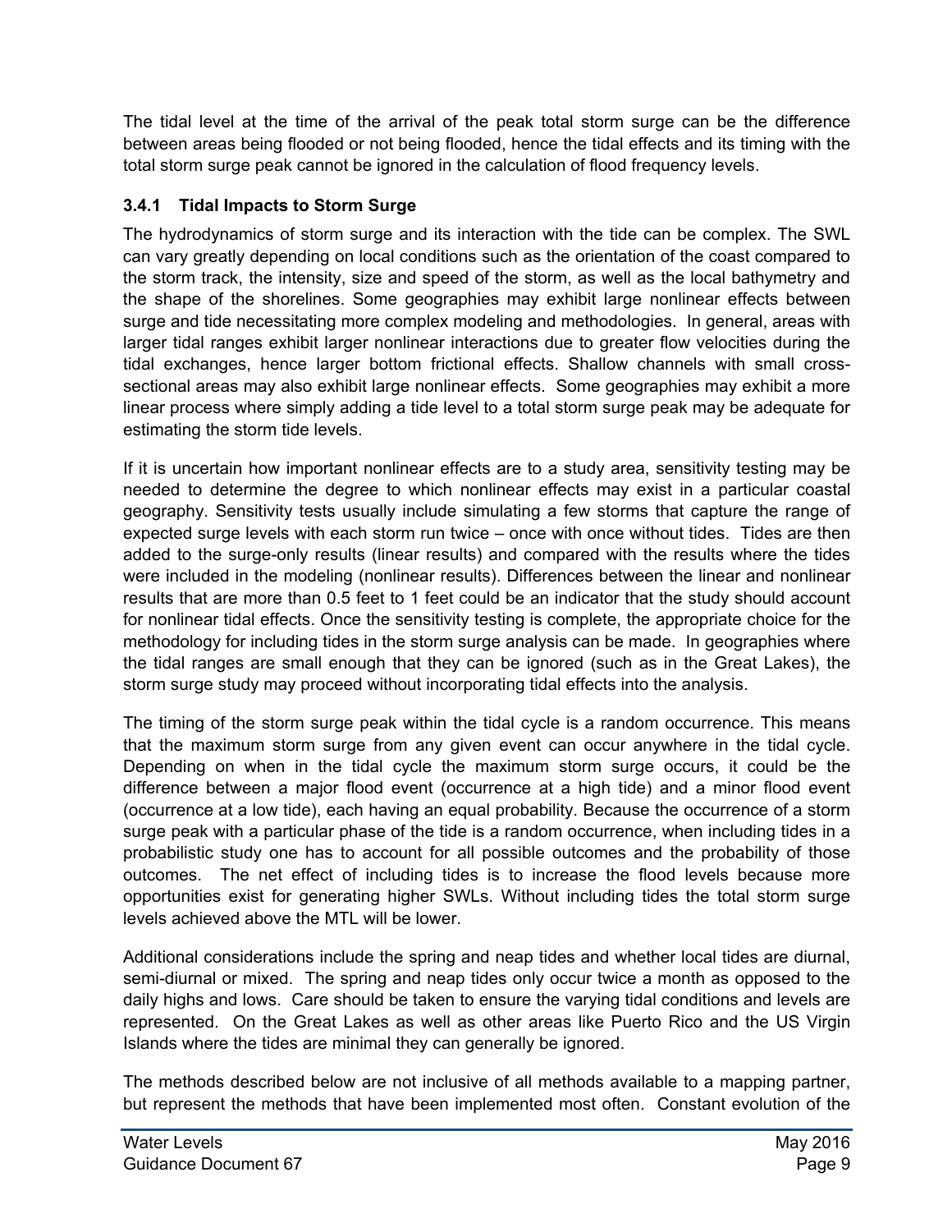The tidal level at the time of the arrival of the peak total storm surge can be the difference between areas being flooded or not being flooded, hence the tidal effects and its timing with the total storm surge peak cannot be ignored in the calculation of flood frequency levels.

### 3.4.1 Tidal Impacts to Storm Surge

The hydrodynamics of storm surge and its interaction with the tide can be complex. The SWL can vary greatly depending on local conditions such as the orientation of the coast compared to the storm track, the intensity, size and speed of the storm, as well as the local bathymetry and the shape of the shorelines. Some geographies may exhibit large nonlinear effects between surge and tide necessitating more complex modeling and methodologies. In general, areas with larger tidal ranges exhibit larger nonlinear interactions due to greater flow velocities during the tidal exchanges, hence larger bottom frictional effects. Shallow channels with small cross-sectional areas may also exhibit large nonlinear effects. Some geographies may exhibit a more linear process where simply adding a tide level to a total storm surge peak may be adequate for estimating the storm tide levels.

If it is uncertain how important nonlinear effects are to a study area, sensitivity testing may be needed to determine the degree to which nonlinear effects may exist in a particular coastal geography. Sensitivity tests usually include simulating a few storms that capture the range of expected surge levels with each storm run twice – once with once without tides. Tides are then added to the surge-only results (linear results) and compared with the results where the tides were included in the modeling (nonlinear results). Differences between the linear and nonlinear results that are more than 0.5 feet to 1 feet could be an indicator that the study should account for nonlinear tidal effects. Once the sensitivity testing is complete, the appropriate choice for the methodology for including tides in the storm surge analysis can be made. In geographies where the tidal ranges are small enough that they can be ignored (such as in the Great Lakes), the storm surge study may proceed without incorporating tidal effects into the analysis.

The timing of the storm surge peak within the tidal cycle is a random occurrence. This means that the maximum storm surge from any given event can occur anywhere in the tidal cycle. Depending on when in the tidal cycle the maximum storm surge occurs, it could be the difference between a major flood event (occurrence at a high tide) and a minor flood event (occurrence at a low tide), each having an equal probability. Because the occurrence of a storm surge peak with a particular phase of the tide is a random occurrence, when including tides in a probabilistic study one has to account for all possible outcomes and the probability of those outcomes. The net effect of including tides is to increase the flood levels because more opportunities exist for generating higher SWLs. Without including tides the total storm surge levels achieved above the MTL will be lower.

Additional considerations include the spring and neap tides and whether local tides are diurnal, semi-diurnal or mixed. The spring and neap tides only occur twice a month as opposed to the daily highs and lows. Care should be taken to ensure the varying tidal conditions and levels are represented. On the Great Lakes as well as other areas like Puerto Rico and the US Virgin Islands where the tides are minimal they can generally be ignored.

The methods described below are not inclusive of all methods available to a mapping partner, but represent the methods that have been implemented most often. Constant evolution of the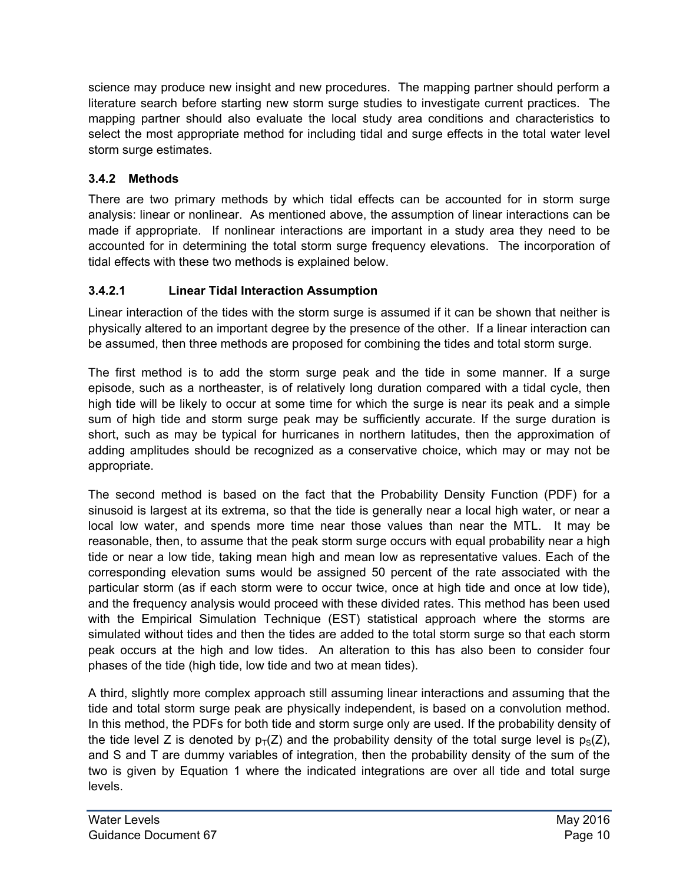science may produce new insight and new procedures. The mapping partner should perform a literature search before starting new storm surge studies to investigate current practices. The mapping partner should also evaluate the local study area conditions and characteristics to select the most appropriate method for including tidal and surge effects in the total water level storm surge estimates.

### 3.4.2 Methods

There are two primary methods by which tidal effects can be accounted for in storm surge analysis: linear or nonlinear. As mentioned above, the assumption of linear interactions can be made if appropriate. If nonlinear interactions are important in a study area they need to be accounted for in determining the total storm surge frequency elevations. The incorporation of tidal effects with these two methods is explained below.

#### 3.4.2.1 Linear Tidal Interaction Assumption

Linear interaction of the tides with the storm surge is assumed if it can be shown that neither is physically altered to an important degree by the presence of the other. If a linear interaction can be assumed, then three methods are proposed for combining the tides and total storm surge.

The first method is to add the storm surge peak and the tide in some manner. If a surge episode, such as a northeaster, is of relatively long duration compared with a tidal cycle, then high tide will be likely to occur at some time for which the surge is near its peak and a simple sum of high tide and storm surge peak may be sufficiently accurate. If the surge duration is short, such as may be typical for hurricanes in northern latitudes, then the approximation of adding amplitudes should be recognized as a conservative choice, which may or may not be appropriate.

The second method is based on the fact that the Probability Density Function (PDF) for a sinusoid is largest at its extrema, so that the tide is generally near a local high water, or near a local low water, and spends more time near those values than near the MTL. It may be reasonable, then, to assume that the peak storm surge occurs with equal probability near a high tide or near a low tide, taking mean high and mean low as representative values. Each of the corresponding elevation sums would be assigned 50 percent of the rate associated with the particular storm (as if each storm were to occur twice, once at high tide and once at low tide), and the frequency analysis would proceed with these divided rates. This method has been used with the Empirical Simulation Technique (EST) statistical approach where the storms are simulated without tides and then the tides are added to the total storm surge so that each storm peak occurs at the high and low tides. An alteration to this has also been to consider four phases of the tide (high tide, low tide and two at mean tides).

A third, slightly more complex approach still assuming linear interactions and assuming that the tide and total storm surge peak are physically independent, is based on a convolution method. In this method, the PDFs for both tide and storm surge only are used. If the probability density of the tide level Z is denoted by $p_T(Z)$ and the probability density of the total surge level is $p_S(Z)$, and S and T are dummy variables of integration, then the probability density of the sum of the two is given by Equation 1 where the indicated integrations are over all tide and total surge levels.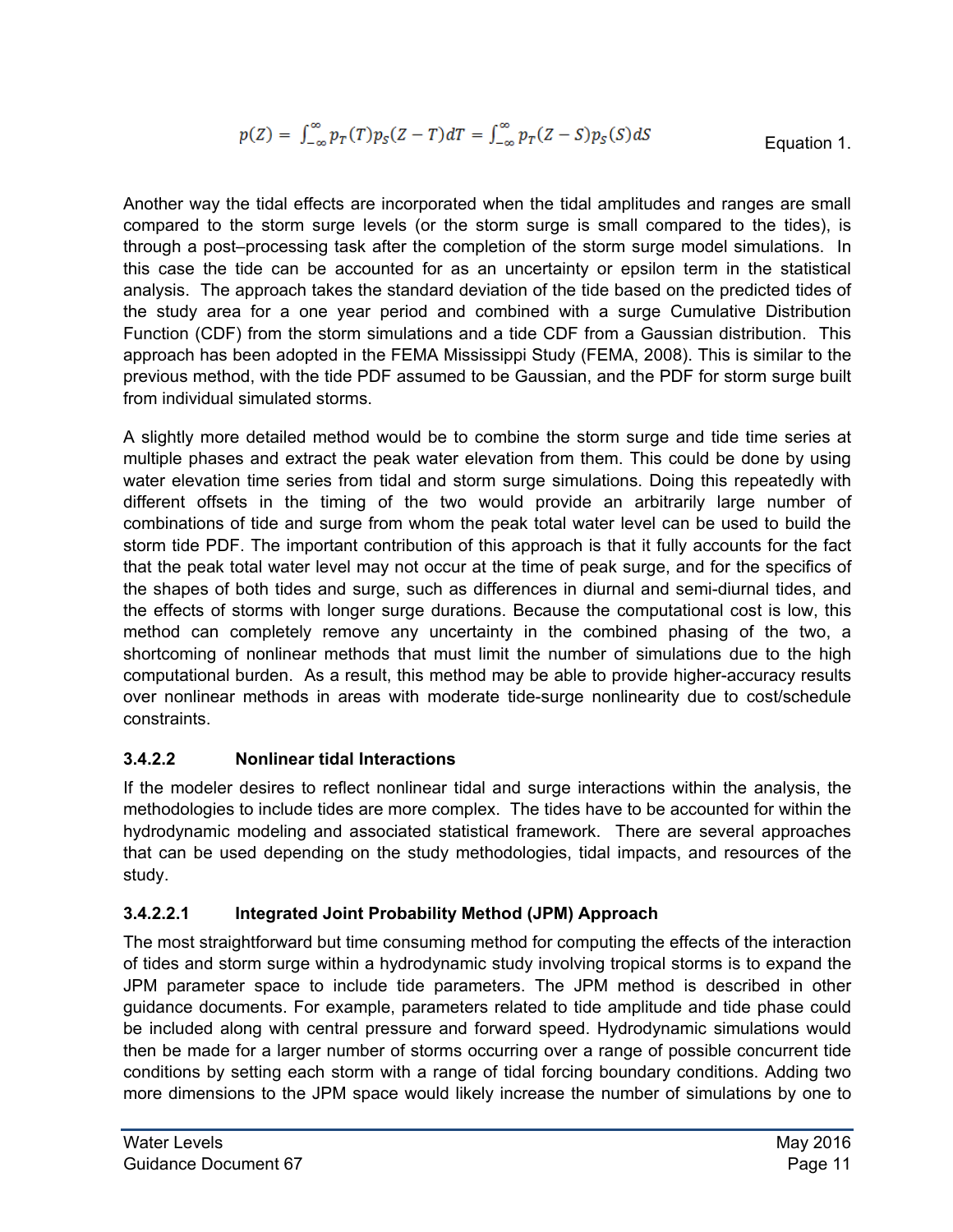$$p(Z) = \int_{-\infty}^{\infty} p_T(T) p_S(Z - T) dT = \int_{-\infty}^{\infty} p_T(Z - S) p_S(S) dS \qquad \text{Equation 1.}$$

Another way the tidal effects are incorporated when the tidal amplitudes and ranges are small compared to the storm surge levels (or the storm surge is small compared to the tides), is through a post–processing task after the completion of the storm surge model simulations. In this case the tide can be accounted for as an uncertainty or epsilon term in the statistical analysis. The approach takes the standard deviation of the tide based on the predicted tides of the study area for a one year period and combined with a surge Cumulative Distribution Function (CDF) from the storm simulations and a tide CDF from a Gaussian distribution. This approach has been adopted in the FEMA Mississippi Study (FEMA, 2008). This is similar to the previous method, with the tide PDF assumed to be Gaussian, and the PDF for storm surge built from individual simulated storms.

A slightly more detailed method would be to combine the storm surge and tide time series at multiple phases and extract the peak water elevation from them. This could be done by using water elevation time series from tidal and storm surge simulations. Doing this repeatedly with different offsets in the timing of the two would provide an arbitrarily large number of combinations of tide and surge from whom the peak total water level can be used to build the storm tide PDF. The important contribution of this approach is that it fully accounts for the fact that the peak total water level may not occur at the time of peak surge, and for the specifics of the shapes of both tides and surge, such as differences in diurnal and semi-diurnal tides, and the effects of storms with longer surge durations. Because the computational cost is low, this method can completely remove any uncertainty in the combined phasing of the two, a shortcoming of nonlinear methods that must limit the number of simulations due to the high computational burden. As a result, this method may be able to provide higher-accuracy results over nonlinear methods in areas with moderate tide-surge nonlinearity due to cost/schedule constraints.

#### 3.4.2.2 Nonlinear tidal Interactions

If the modeler desires to reflect nonlinear tidal and surge interactions within the analysis, the methodologies to include tides are more complex. The tides have to be accounted for within the hydrodynamic modeling and associated statistical framework. There are several approaches that can be used depending on the study methodologies, tidal impacts, and resources of the study.

##### 3.4.2.2.1 Integrated Joint Probability Method (JPM) Approach

The most straightforward but time consuming method for computing the effects of the interaction of tides and storm surge within a hydrodynamic study involving tropical storms is to expand the JPM parameter space to include tide parameters. The JPM method is described in other guidance documents. For example, parameters related to tide amplitude and tide phase could be included along with central pressure and forward speed. Hydrodynamic simulations would then be made for a larger number of storms occurring over a range of possible concurrent tide conditions by setting each storm with a range of tidal forcing boundary conditions. Adding two more dimensions to the JPM space would likely increase the number of simulations by one to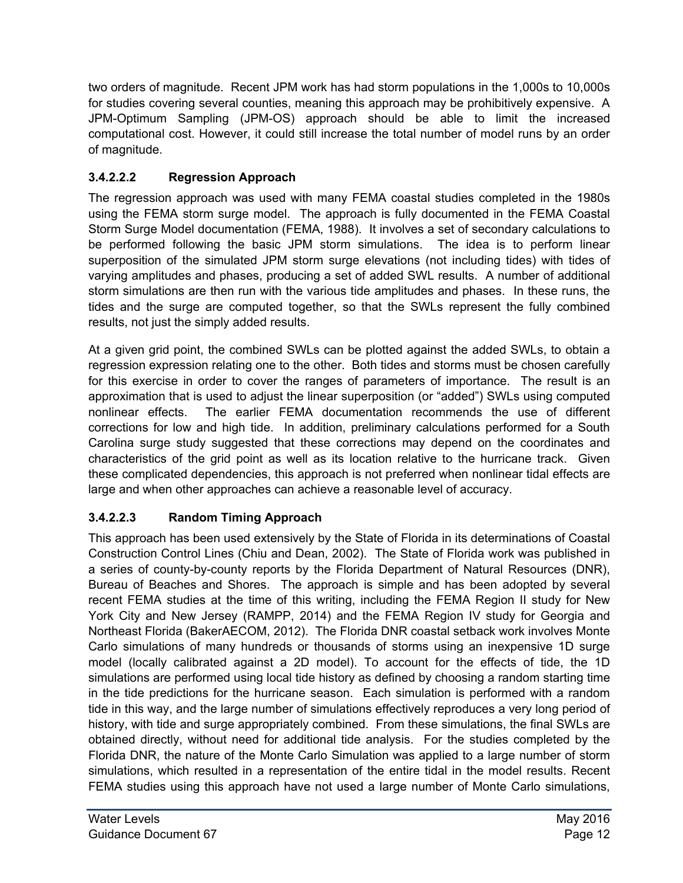two orders of magnitude. Recent JPM work has had storm populations in the 1,000s to 10,000s for studies covering several counties, meaning this approach may be prohibitively expensive. A JPM-Optimum Sampling (JPM-OS) approach should be able to limit the increased computational cost. However, it could still increase the total number of model runs by an order of magnitude.

#### 3.4.2.2.2 Regression Approach

The regression approach was used with many FEMA coastal studies completed in the 1980s using the FEMA storm surge model. The approach is fully documented in the FEMA Coastal Storm Surge Model documentation (FEMA, 1988). It involves a set of secondary calculations to be performed following the basic JPM storm simulations. The idea is to perform linear superposition of the simulated JPM storm surge elevations (not including tides) with tides of varying amplitudes and phases, producing a set of added SWL results. A number of additional storm simulations are then run with the various tide amplitudes and phases. In these runs, the tides and the surge are computed together, so that the SWLs represent the fully combined results, not just the simply added results.

At a given grid point, the combined SWLs can be plotted against the added SWLs, to obtain a regression expression relating one to the other. Both tides and storms must be chosen carefully for this exercise in order to cover the ranges of parameters of importance. The result is an approximation that is used to adjust the linear superposition (or "added") SWLs using computed nonlinear effects. The earlier FEMA documentation recommends the use of different corrections for low and high tide. In addition, preliminary calculations performed for a South Carolina surge study suggested that these corrections may depend on the coordinates and characteristics of the grid point as well as its location relative to the hurricane track. Given these complicated dependencies, this approach is not preferred when nonlinear tidal effects are large and when other approaches can achieve a reasonable level of accuracy.

#### 3.4.2.2.3 Random Timing Approach

This approach has been used extensively by the State of Florida in its determinations of Coastal Construction Control Lines (Chiu and Dean, 2002). The State of Florida work was published in a series of county-by-county reports by the Florida Department of Natural Resources (DNR), Bureau of Beaches and Shores. The approach is simple and has been adopted by several recent FEMA studies at the time of this writing, including the FEMA Region II study for New York City and New Jersey (RAMPP, 2014) and the FEMA Region IV study for Georgia and Northeast Florida (BakerAECOM, 2012). The Florida DNR coastal setback work involves Monte Carlo simulations of many hundreds or thousands of storms using an inexpensive 1D surge model (locally calibrated against a 2D model). To account for the effects of tide, the 1D simulations are performed using local tide history as defined by choosing a random starting time in the tide predictions for the hurricane season. Each simulation is performed with a random tide in this way, and the large number of simulations effectively reproduces a very long period of history, with tide and surge appropriately combined. From these simulations, the final SWLs are obtained directly, without need for additional tide analysis. For the studies completed by the Florida DNR, the nature of the Monte Carlo Simulation was applied to a large number of storm simulations, which resulted in a representation of the entire tidal in the model results. Recent FEMA studies using this approach have not used a large number of Monte Carlo simulations,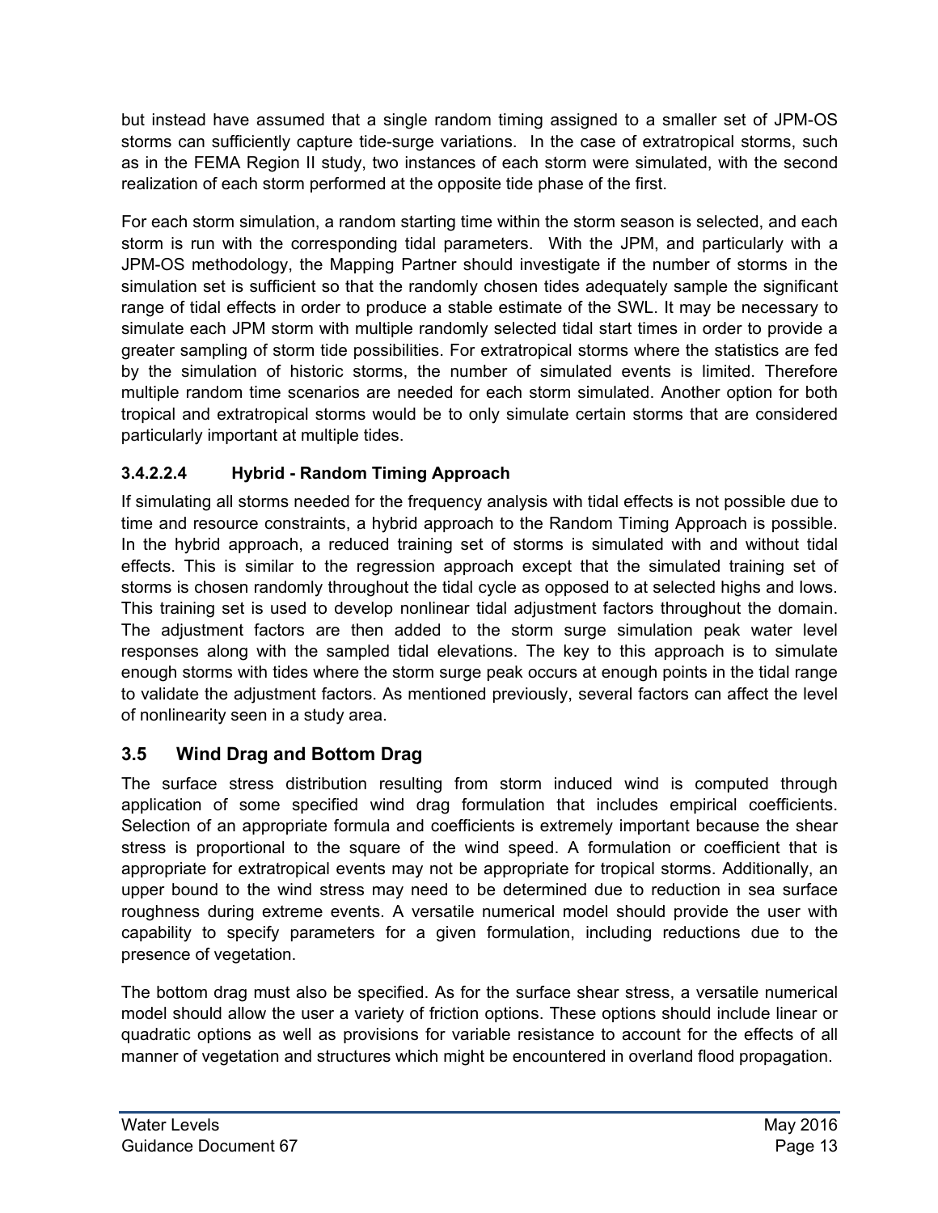but instead have assumed that a single random timing assigned to a smaller set of JPM-OS storms can sufficiently capture tide-surge variations. In the case of extratropical storms, such as in the FEMA Region II study, two instances of each storm were simulated, with the second realization of each storm performed at the opposite tide phase of the first.

For each storm simulation, a random starting time within the storm season is selected, and each storm is run with the corresponding tidal parameters. With the JPM, and particularly with a JPM-OS methodology, the Mapping Partner should investigate if the number of storms in the simulation set is sufficient so that the randomly chosen tides adequately sample the significant range of tidal effects in order to produce a stable estimate of the SWL. It may be necessary to simulate each JPM storm with multiple randomly selected tidal start times in order to provide a greater sampling of storm tide possibilities. For extratropical storms where the statistics are fed by the simulation of historic storms, the number of simulated events is limited. Therefore multiple random time scenarios are needed for each storm simulated. Another option for both tropical and extratropical storms would be to only simulate certain storms that are considered particularly important at multiple tides.

#### 3.4.2.2.4 Hybrid - Random Timing Approach

If simulating all storms needed for the frequency analysis with tidal effects is not possible due to time and resource constraints, a hybrid approach to the Random Timing Approach is possible. In the hybrid approach, a reduced training set of storms is simulated with and without tidal effects. This is similar to the regression approach except that the simulated training set of storms is chosen randomly throughout the tidal cycle as opposed to at selected highs and lows. This training set is used to develop nonlinear tidal adjustment factors throughout the domain. The adjustment factors are then added to the storm surge simulation peak water level responses along with the sampled tidal elevations. The key to this approach is to simulate enough storms with tides where the storm surge peak occurs at enough points in the tidal range to validate the adjustment factors. As mentioned previously, several factors can affect the level of nonlinearity seen in a study area.

## 3.5 Wind Drag and Bottom Drag

The surface stress distribution resulting from storm induced wind is computed through application of some specified wind drag formulation that includes empirical coefficients. Selection of an appropriate formula and coefficients is extremely important because the shear stress is proportional to the square of the wind speed. A formulation or coefficient that is appropriate for extratropical events may not be appropriate for tropical storms. Additionally, an upper bound to the wind stress may need to be determined due to reduction in sea surface roughness during extreme events. A versatile numerical model should provide the user with capability to specify parameters for a given formulation, including reductions due to the presence of vegetation.

The bottom drag must also be specified. As for the surface shear stress, a versatile numerical model should allow the user a variety of friction options. These options should include linear or quadratic options as well as provisions for variable resistance to account for the effects of all manner of vegetation and structures which might be encountered in overland flood propagation.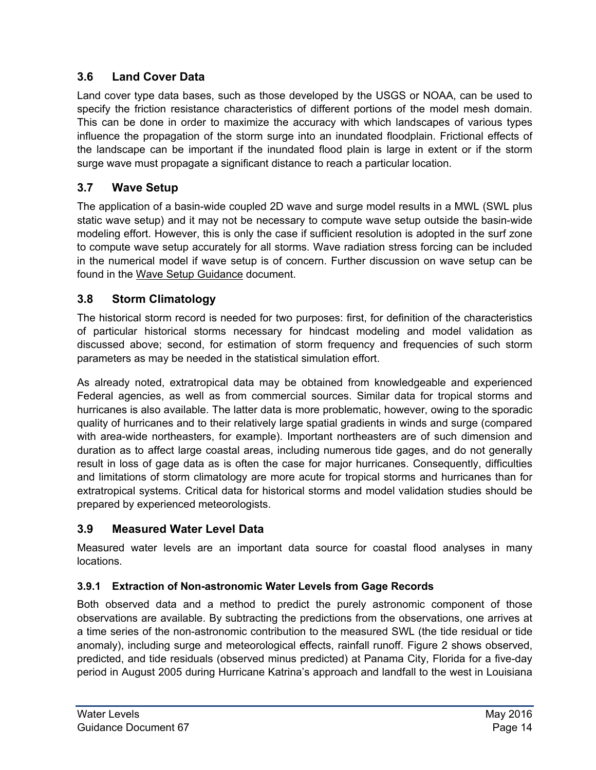## 3.6 Land Cover Data

Land cover type data bases, such as those developed by the USGS or NOAA, can be used to specify the friction resistance characteristics of different portions of the model mesh domain. This can be done in order to maximize the accuracy with which landscapes of various types influence the propagation of the storm surge into an inundated floodplain. Frictional effects of the landscape can be important if the inundated flood plain is large in extent or if the storm surge wave must propagate a significant distance to reach a particular location.

## 3.7 Wave Setup

The application of a basin-wide coupled 2D wave and surge model results in a MWL (SWL plus static wave setup) and it may not be necessary to compute wave setup outside the basin-wide modeling effort. However, this is only the case if sufficient resolution is adopted in the surf zone to compute wave setup accurately for all storms. Wave radiation stress forcing can be included in the numerical model if wave setup is of concern. Further discussion on wave setup can be found in the Wave Setup Guidance document.

## 3.8 Storm Climatology

The historical storm record is needed for two purposes: first, for definition of the characteristics of particular historical storms necessary for hindcast modeling and model validation as discussed above; second, for estimation of storm frequency and frequencies of such storm parameters as may be needed in the statistical simulation effort.

As already noted, extratropical data may be obtained from knowledgeable and experienced Federal agencies, as well as from commercial sources. Similar data for tropical storms and hurricanes is also available. The latter data is more problematic, however, owing to the sporadic quality of hurricanes and to their relatively large spatial gradients in winds and surge (compared with area-wide northeasters, for example). Important northeasters are of such dimension and duration as to affect large coastal areas, including numerous tide gages, and do not generally result in loss of gage data as is often the case for major hurricanes. Consequently, difficulties and limitations of storm climatology are more acute for tropical storms and hurricanes than for extratropical systems. Critical data for historical storms and model validation studies should be prepared by experienced meteorologists.

## 3.9 Measured Water Level Data

Measured water levels are an important data source for coastal flood analyses in many locations.

### 3.9.1 Extraction of Non-astronomic Water Levels from Gage Records

Both observed data and a method to predict the purely astronomic component of those observations are available. By subtracting the predictions from the observations, one arrives at a time series of the non-astronomic contribution to the measured SWL (the tide residual or tide anomaly), including surge and meteorological effects, rainfall runoff. Figure 2 shows observed, predicted, and tide residuals (observed minus predicted) at Panama City, Florida for a five-day period in August 2005 during Hurricane Katrina's approach and landfall to the west in Louisiana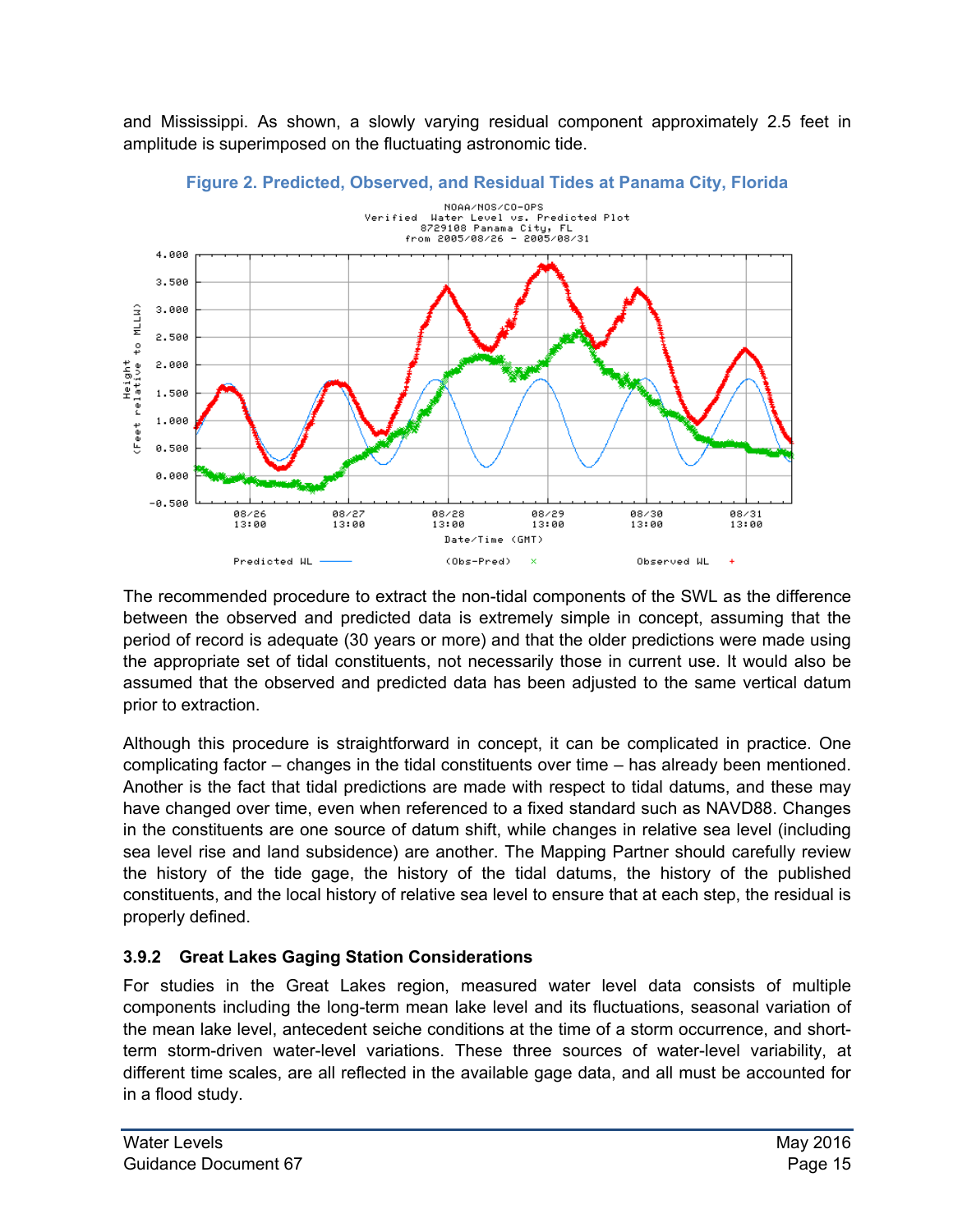and Mississippi. As shown, a slowly varying residual component approximately 2.5 feet in amplitude is superimposed on the fluctuating astronomic tide.

**Figure 2. Predicted, Observed, and Residual Tides at Panama City, Florida**

The recommended procedure to extract the non-tidal components of the SWL as the difference between the observed and predicted data is extremely simple in concept, assuming that the period of record is adequate (30 years or more) and that the older predictions were made using the appropriate set of tidal constituents, not necessarily those in current use. It would also be assumed that the observed and predicted data has been adjusted to the same vertical datum prior to extraction.

Although this procedure is straightforward in concept, it can be complicated in practice. One complicating factor – changes in the tidal constituents over time – has already been mentioned. Another is the fact that tidal predictions are made with respect to tidal datums, and these may have changed over time, even when referenced to a fixed standard such as NAVD88. Changes in the constituents are one source of datum shift, while changes in relative sea level (including sea level rise and land subsidence) are another. The Mapping Partner should carefully review the history of the tide gage, the history of the tidal datums, the history of the published constituents, and the local history of relative sea level to ensure that at each step, the residual is properly defined.

### 3.9.2 Great Lakes Gaging Station Considerations

For studies in the Great Lakes region, measured water level data consists of multiple components including the long-term mean lake level and its fluctuations, seasonal variation of the mean lake level, antecedent seiche conditions at the time of a storm occurrence, and short-term storm-driven water-level variations. These three sources of water-level variability, at different time scales, are all reflected in the available gage data, and all must be accounted for in a flood study.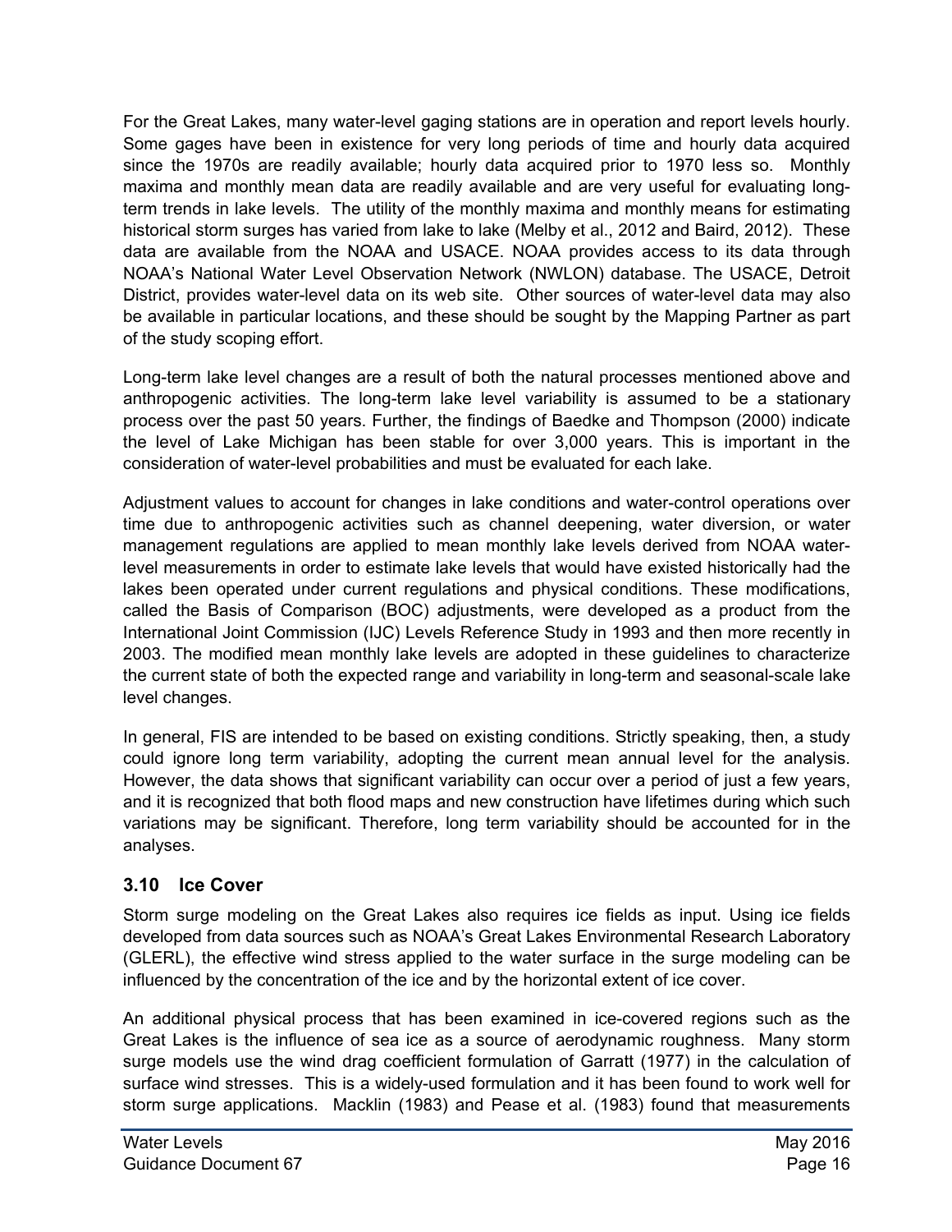For the Great Lakes, many water-level gaging stations are in operation and report levels hourly. Some gages have been in existence for very long periods of time and hourly data acquired since the 1970s are readily available; hourly data acquired prior to 1970 less so. Monthly maxima and monthly mean data are readily available and are very useful for evaluating long-term trends in lake levels. The utility of the monthly maxima and monthly means for estimating historical storm surges has varied from lake to lake (Melby et al., 2012 and Baird, 2012). These data are available from the NOAA and USACE. NOAA provides access to its data through NOAA's National Water Level Observation Network (NWLON) database. The USACE, Detroit District, provides water-level data on its web site. Other sources of water-level data may also be available in particular locations, and these should be sought by the Mapping Partner as part of the study scoping effort.

Long-term lake level changes are a result of both the natural processes mentioned above and anthropogenic activities. The long-term lake level variability is assumed to be a stationary process over the past 50 years. Further, the findings of Baedke and Thompson (2000) indicate the level of Lake Michigan has been stable for over 3,000 years. This is important in the consideration of water-level probabilities and must be evaluated for each lake.

Adjustment values to account for changes in lake conditions and water-control operations over time due to anthropogenic activities such as channel deepening, water diversion, or water management regulations are applied to mean monthly lake levels derived from NOAA water-level measurements in order to estimate lake levels that would have existed historically had the lakes been operated under current regulations and physical conditions. These modifications, called the Basis of Comparison (BOC) adjustments, were developed as a product from the International Joint Commission (IJC) Levels Reference Study in 1993 and then more recently in 2003. The modified mean monthly lake levels are adopted in these guidelines to characterize the current state of both the expected range and variability in long-term and seasonal-scale lake level changes.

In general, FIS are intended to be based on existing conditions. Strictly speaking, then, a study could ignore long term variability, adopting the current mean annual level for the analysis. However, the data shows that significant variability can occur over a period of just a few years, and it is recognized that both flood maps and new construction have lifetimes during which such variations may be significant. Therefore, long term variability should be accounted for in the analyses.

## 3.10 Ice Cover

Storm surge modeling on the Great Lakes also requires ice fields as input. Using ice fields developed from data sources such as NOAA's Great Lakes Environmental Research Laboratory (GLERL), the effective wind stress applied to the water surface in the surge modeling can be influenced by the concentration of the ice and by the horizontal extent of ice cover.

An additional physical process that has been examined in ice-covered regions such as the Great Lakes is the influence of sea ice as a source of aerodynamic roughness. Many storm surge models use the wind drag coefficient formulation of Garratt (1977) in the calculation of surface wind stresses. This is a widely-used formulation and it has been found to work well for storm surge applications. Macklin (1983) and Pease et al. (1983) found that measurements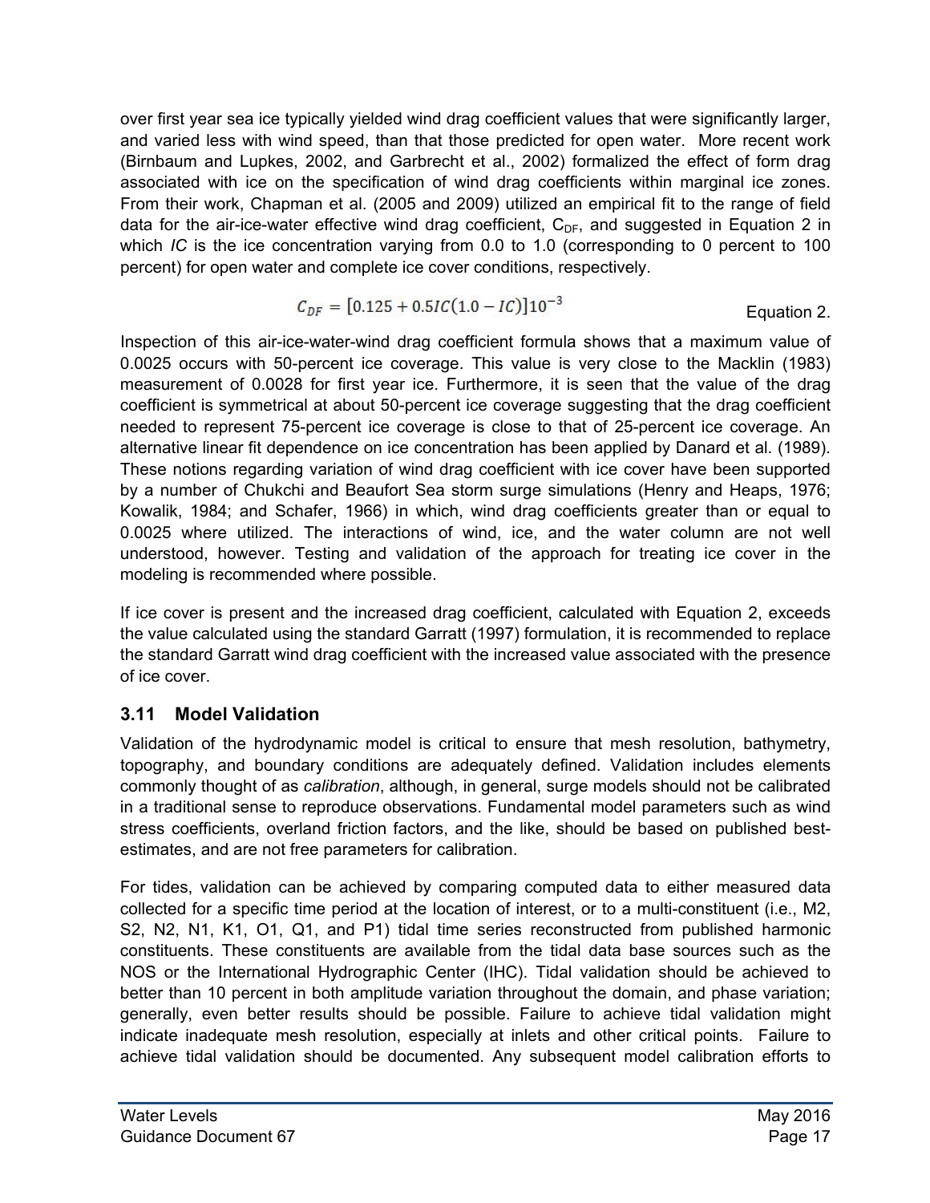over first year sea ice typically yielded wind drag coefficient values that were significantly larger, and varied less with wind speed, than that those predicted for open water. More recent work (Birnbaum and Lupkes, 2002, and Garbrecht et al., 2002) formalized the effect of form drag associated with ice on the specification of wind drag coefficients within marginal ice zones. From their work, Chapman et al. (2005 and 2009) utilized an empirical fit to the range of field data for the air-ice-water effective wind drag coefficient, $C_{DF}$, and suggested in Equation 2 in which *IC* is the ice concentration varying from 0.0 to 1.0 (corresponding to 0 percent to 100 percent) for open water and complete ice cover conditions, respectively.

$$C_{DF} = [0.125 + 0.5IC(1.0 - IC)]10^{-3} \qquad \text{Equation 2.}$$

Inspection of this air-ice-water-wind drag coefficient formula shows that a maximum value of 0.0025 occurs with 50-percent ice coverage. This value is very close to the Macklin (1983) measurement of 0.0028 for first year ice. Furthermore, it is seen that the value of the drag coefficient is symmetrical at about 50-percent ice coverage suggesting that the drag coefficient needed to represent 75-percent ice coverage is close to that of 25-percent ice coverage. An alternative linear fit dependence on ice concentration has been applied by Danard et al. (1989). These notions regarding variation of wind drag coefficient with ice cover have been supported by a number of Chukchi and Beaufort Sea storm surge simulations (Henry and Heaps, 1976; Kowalik, 1984; and Schafer, 1966) in which, wind drag coefficients greater than or equal to 0.0025 where utilized. The interactions of wind, ice, and the water column are not well understood, however. Testing and validation of the approach for treating ice cover in the modeling is recommended where possible.

If ice cover is present and the increased drag coefficient, calculated with Equation 2, exceeds the value calculated using the standard Garratt (1997) formulation, it is recommended to replace the standard Garratt wind drag coefficient with the increased value associated with the presence of ice cover.

## 3.11 Model Validation

Validation of the hydrodynamic model is critical to ensure that mesh resolution, bathymetry, topography, and boundary conditions are adequately defined. Validation includes elements commonly thought of as *calibration*, although, in general, surge models should not be calibrated in a traditional sense to reproduce observations. Fundamental model parameters such as wind stress coefficients, overland friction factors, and the like, should be based on published best-estimates, and are not free parameters for calibration.

For tides, validation can be achieved by comparing computed data to either measured data collected for a specific time period at the location of interest, or to a multi-constituent (i.e., M2, S2, N2, N1, K1, O1, Q1, and P1) tidal time series reconstructed from published harmonic constituents. These constituents are available from the tidal data base sources such as the NOS or the International Hydrographic Center (IHC). Tidal validation should be achieved to better than 10 percent in both amplitude variation throughout the domain, and phase variation; generally, even better results should be possible. Failure to achieve tidal validation might indicate inadequate mesh resolution, especially at inlets and other critical points. Failure to achieve tidal validation should be documented. Any subsequent model calibration efforts to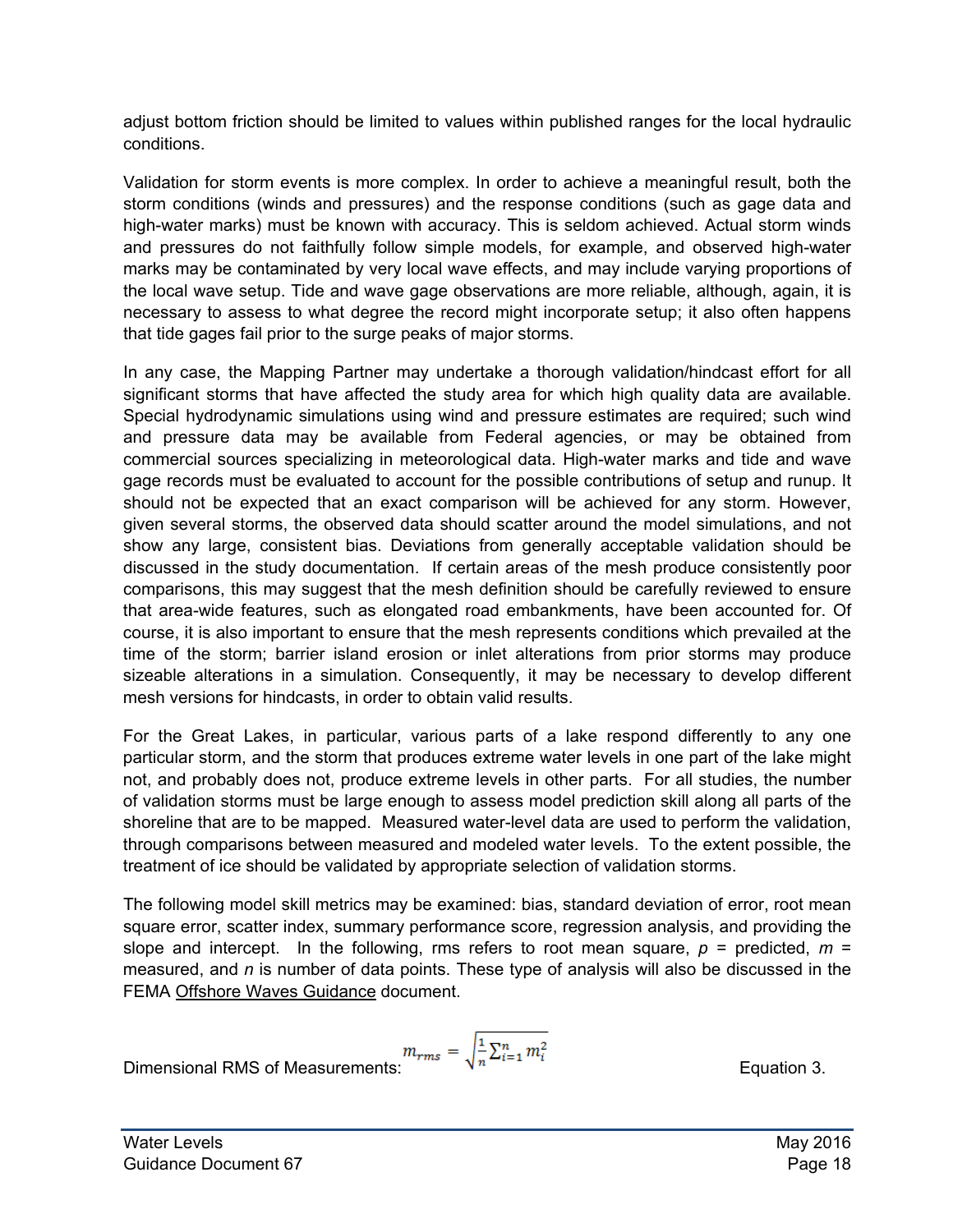adjust bottom friction should be limited to values within published ranges for the local hydraulic conditions.

Validation for storm events is more complex. In order to achieve a meaningful result, both the storm conditions (winds and pressures) and the response conditions (such as gage data and high-water marks) must be known with accuracy. This is seldom achieved. Actual storm winds and pressures do not faithfully follow simple models, for example, and observed high-water marks may be contaminated by very local wave effects, and may include varying proportions of the local wave setup. Tide and wave gage observations are more reliable, although, again, it is necessary to assess to what degree the record might incorporate setup; it also often happens that tide gages fail prior to the surge peaks of major storms.

In any case, the Mapping Partner may undertake a thorough validation/hindcast effort for all significant storms that have affected the study area for which high quality data are available. Special hydrodynamic simulations using wind and pressure estimates are required; such wind and pressure data may be available from Federal agencies, or may be obtained from commercial sources specializing in meteorological data. High-water marks and tide and wave gage records must be evaluated to account for the possible contributions of setup and runup. It should not be expected that an exact comparison will be achieved for any storm. However, given several storms, the observed data should scatter around the model simulations, and not show any large, consistent bias. Deviations from generally acceptable validation should be discussed in the study documentation. If certain areas of the mesh produce consistently poor comparisons, this may suggest that the mesh definition should be carefully reviewed to ensure that area-wide features, such as elongated road embankments, have been accounted for. Of course, it is also important to ensure that the mesh represents conditions which prevailed at the time of the storm; barrier island erosion or inlet alterations from prior storms may produce sizeable alterations in a simulation. Consequently, it may be necessary to develop different mesh versions for hindcasts, in order to obtain valid results.

For the Great Lakes, in particular, various parts of a lake respond differently to any one particular storm, and the storm that produces extreme water levels in one part of the lake might not, and probably does not, produce extreme levels in other parts. For all studies, the number of validation storms must be large enough to assess model prediction skill along all parts of the shoreline that are to be mapped. Measured water-level data are used to perform the validation, through comparisons between measured and modeled water levels. To the extent possible, the treatment of ice should be validated by appropriate selection of validation storms.

The following model skill metrics may be examined: bias, standard deviation of error, root mean square error, scatter index, summary performance score, regression analysis, and providing the slope and intercept. In the following, rms refers to root mean square, *p* = predicted, *m* = measured, and *n* is number of data points. These type of analysis will also be discussed in the FEMA Offshore Waves Guidance document.

Dimensional RMS of Measurements: $$m_{rms} = \sqrt{\frac{1}{n}\sum_{i=1}^{n} m_i^2}$$ Equation 3.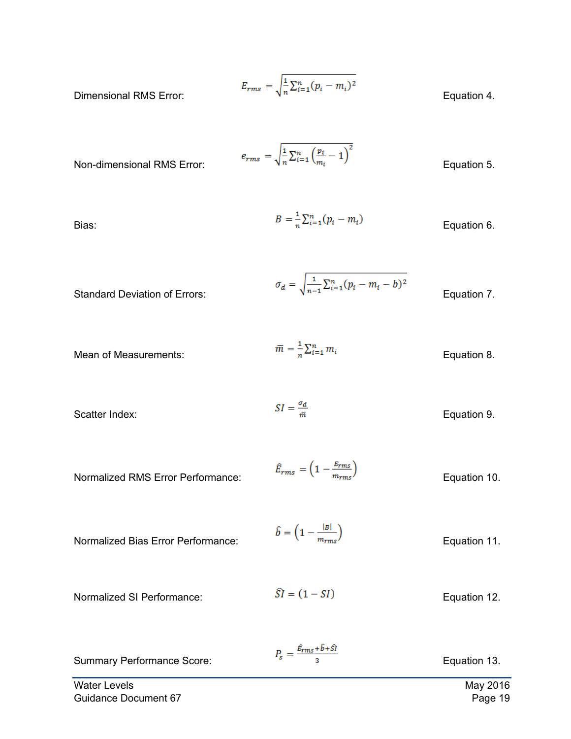Dimensional RMS Error:

$$E_{rms} = \sqrt{\frac{1}{n}\sum_{i=1}^{n}(p_i - m_i)^2} \qquad \text{Equation 4.}$$

Non-dimensional RMS Error:

$$e_{rms} = \sqrt{\frac{1}{n}\sum_{i=1}^{n}\left(\frac{p_i}{m_i} - 1\right)^2} \qquad \text{Equation 5.}$$

Bias:

$$B = \frac{1}{n}\sum_{i=1}^{n}(p_i - m_i) \qquad \text{Equation 6.}$$

Standard Deviation of Errors:

$$\sigma_d = \sqrt{\frac{1}{n-1}\sum_{i=1}^{n}(p_i - m_i - b)^2} \qquad \text{Equation 7.}$$

Mean of Measurements:

$$\bar{m} = \frac{1}{n}\sum_{i=1}^{n} m_i \qquad \text{Equation 8.}$$

Scatter Index:

$$SI = \frac{\sigma_d}{\bar{m}} \qquad \text{Equation 9.}$$

Normalized RMS Error Performance:

$$\hat{E}_{rms} = \left(1 - \frac{E_{rms}}{m_{rms}}\right) \qquad \text{Equation 10.}$$

Normalized Bias Error Performance:

$$\hat{b} = \left(1 - \frac{|B|}{m_{rms}}\right) \qquad \text{Equation 11.}$$

Normalized SI Performance:

$$\widehat{SI} = (1 - SI) \qquad \text{Equation 12.}$$

Summary Performance Score:

$$P_s = \frac{\hat{E}_{rms} + \hat{b} + \widehat{SI}}{3} \qquad \text{Equation 13.}$$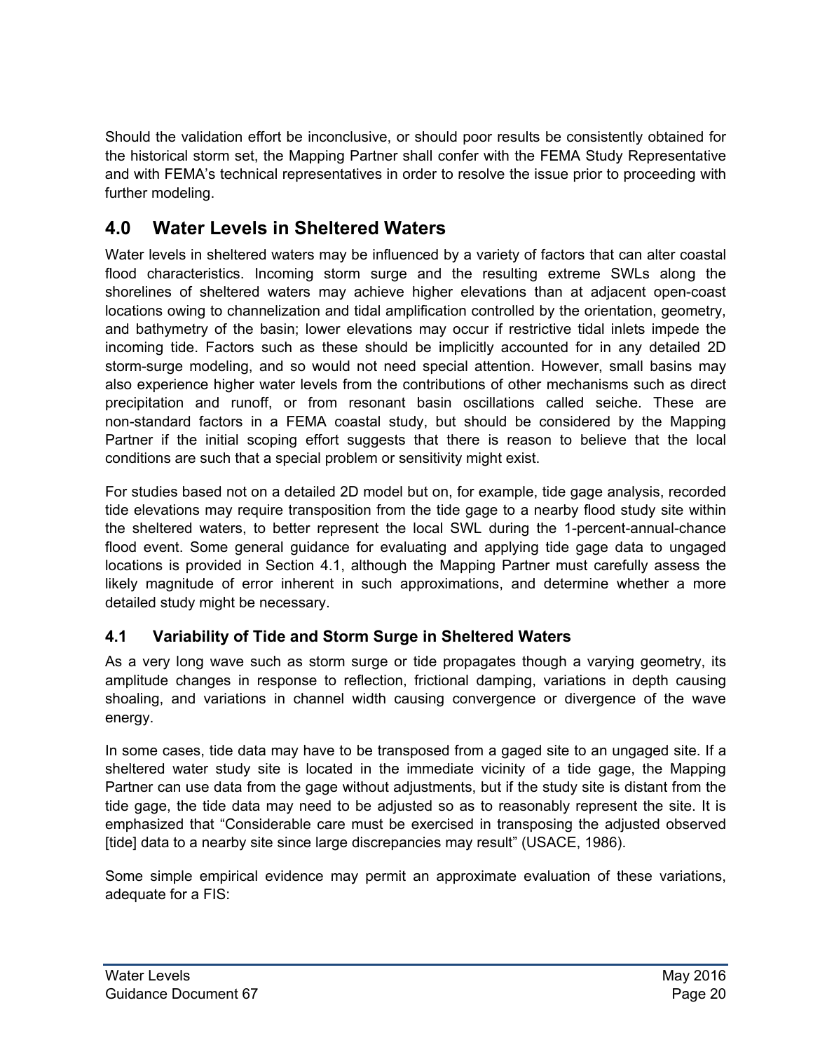Should the validation effort be inconclusive, or should poor results be consistently obtained for the historical storm set, the Mapping Partner shall confer with the FEMA Study Representative and with FEMA's technical representatives in order to resolve the issue prior to proceeding with further modeling.

# 4.0 Water Levels in Sheltered Waters

Water levels in sheltered waters may be influenced by a variety of factors that can alter coastal flood characteristics. Incoming storm surge and the resulting extreme SWLs along the shorelines of sheltered waters may achieve higher elevations than at adjacent open-coast locations owing to channelization and tidal amplification controlled by the orientation, geometry, and bathymetry of the basin; lower elevations may occur if restrictive tidal inlets impede the incoming tide. Factors such as these should be implicitly accounted for in any detailed 2D storm-surge modeling, and so would not need special attention. However, small basins may also experience higher water levels from the contributions of other mechanisms such as direct precipitation and runoff, or from resonant basin oscillations called seiche. These are non-standard factors in a FEMA coastal study, but should be considered by the Mapping Partner if the initial scoping effort suggests that there is reason to believe that the local conditions are such that a special problem or sensitivity might exist.

For studies based not on a detailed 2D model but on, for example, tide gage analysis, recorded tide elevations may require transposition from the tide gage to a nearby flood study site within the sheltered waters, to better represent the local SWL during the 1-percent-annual-chance flood event. Some general guidance for evaluating and applying tide gage data to ungaged locations is provided in Section 4.1, although the Mapping Partner must carefully assess the likely magnitude of error inherent in such approximations, and determine whether a more detailed study might be necessary.

## 4.1 Variability of Tide and Storm Surge in Sheltered Waters

As a very long wave such as storm surge or tide propagates though a varying geometry, its amplitude changes in response to reflection, frictional damping, variations in depth causing shoaling, and variations in channel width causing convergence or divergence of the wave energy.

In some cases, tide data may have to be transposed from a gaged site to an ungaged site. If a sheltered water study site is located in the immediate vicinity of a tide gage, the Mapping Partner can use data from the gage without adjustments, but if the study site is distant from the tide gage, the tide data may need to be adjusted so as to reasonably represent the site. It is emphasized that "Considerable care must be exercised in transposing the adjusted observed [tide] data to a nearby site since large discrepancies may result" (USACE, 1986).

Some simple empirical evidence may permit an approximate evaluation of these variations, adequate for a FIS: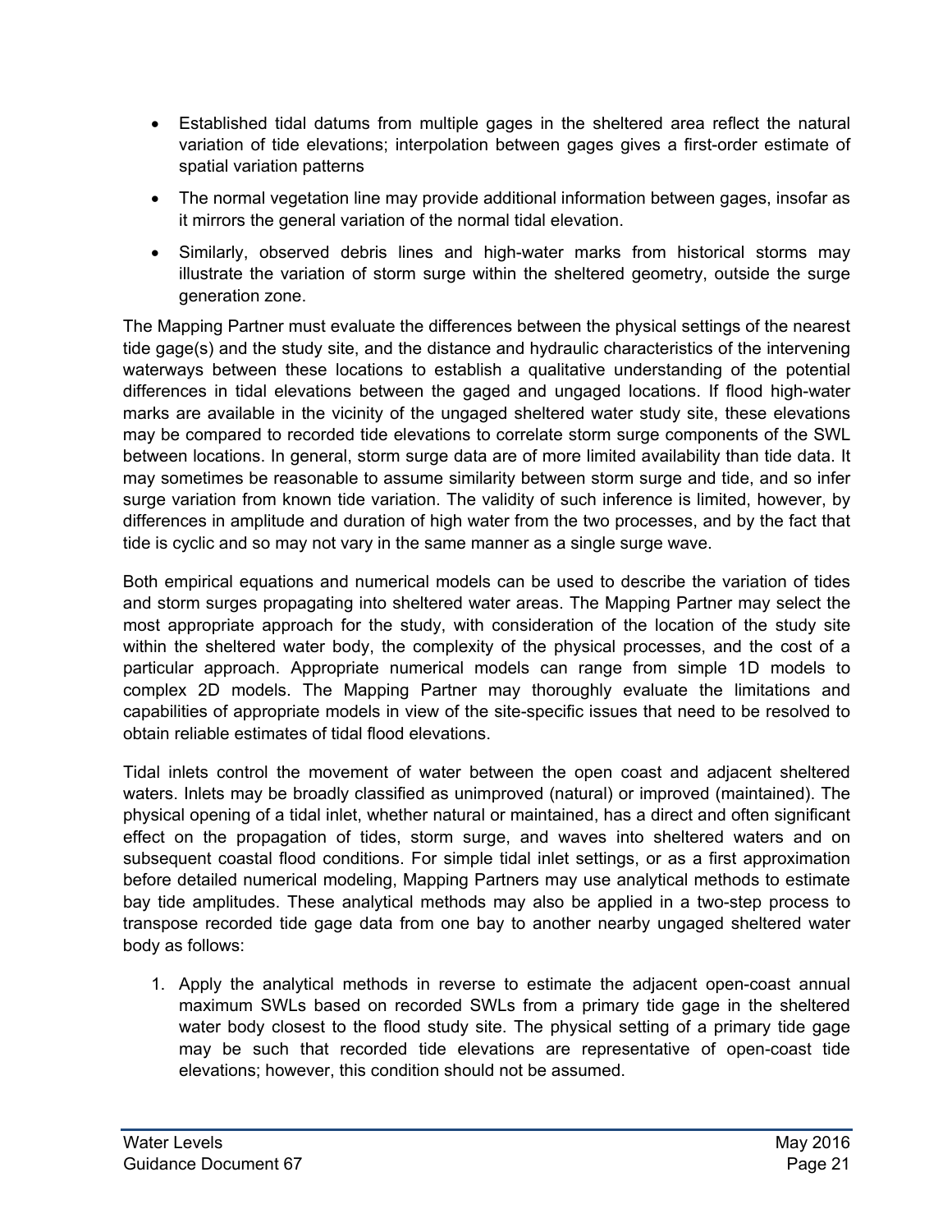- Established tidal datums from multiple gages in the sheltered area reflect the natural variation of tide elevations; interpolation between gages gives a first-order estimate of spatial variation patterns
- The normal vegetation line may provide additional information between gages, insofar as it mirrors the general variation of the normal tidal elevation.
- Similarly, observed debris lines and high-water marks from historical storms may illustrate the variation of storm surge within the sheltered geometry, outside the surge generation zone.

The Mapping Partner must evaluate the differences between the physical settings of the nearest tide gage(s) and the study site, and the distance and hydraulic characteristics of the intervening waterways between these locations to establish a qualitative understanding of the potential differences in tidal elevations between the gaged and ungaged locations. If flood high-water marks are available in the vicinity of the ungaged sheltered water study site, these elevations may be compared to recorded tide elevations to correlate storm surge components of the SWL between locations. In general, storm surge data are of more limited availability than tide data. It may sometimes be reasonable to assume similarity between storm surge and tide, and so infer surge variation from known tide variation. The validity of such inference is limited, however, by differences in amplitude and duration of high water from the two processes, and by the fact that tide is cyclic and so may not vary in the same manner as a single surge wave.

Both empirical equations and numerical models can be used to describe the variation of tides and storm surges propagating into sheltered water areas. The Mapping Partner may select the most appropriate approach for the study, with consideration of the location of the study site within the sheltered water body, the complexity of the physical processes, and the cost of a particular approach. Appropriate numerical models can range from simple 1D models to complex 2D models. The Mapping Partner may thoroughly evaluate the limitations and capabilities of appropriate models in view of the site-specific issues that need to be resolved to obtain reliable estimates of tidal flood elevations.

Tidal inlets control the movement of water between the open coast and adjacent sheltered waters. Inlets may be broadly classified as unimproved (natural) or improved (maintained). The physical opening of a tidal inlet, whether natural or maintained, has a direct and often significant effect on the propagation of tides, storm surge, and waves into sheltered waters and on subsequent coastal flood conditions. For simple tidal inlet settings, or as a first approximation before detailed numerical modeling, Mapping Partners may use analytical methods to estimate bay tide amplitudes. These analytical methods may also be applied in a two-step process to transpose recorded tide gage data from one bay to another nearby ungaged sheltered water body as follows:

1. Apply the analytical methods in reverse to estimate the adjacent open-coast annual maximum SWLs based on recorded SWLs from a primary tide gage in the sheltered water body closest to the flood study site. The physical setting of a primary tide gage may be such that recorded tide elevations are representative of open-coast tide elevations; however, this condition should not be assumed.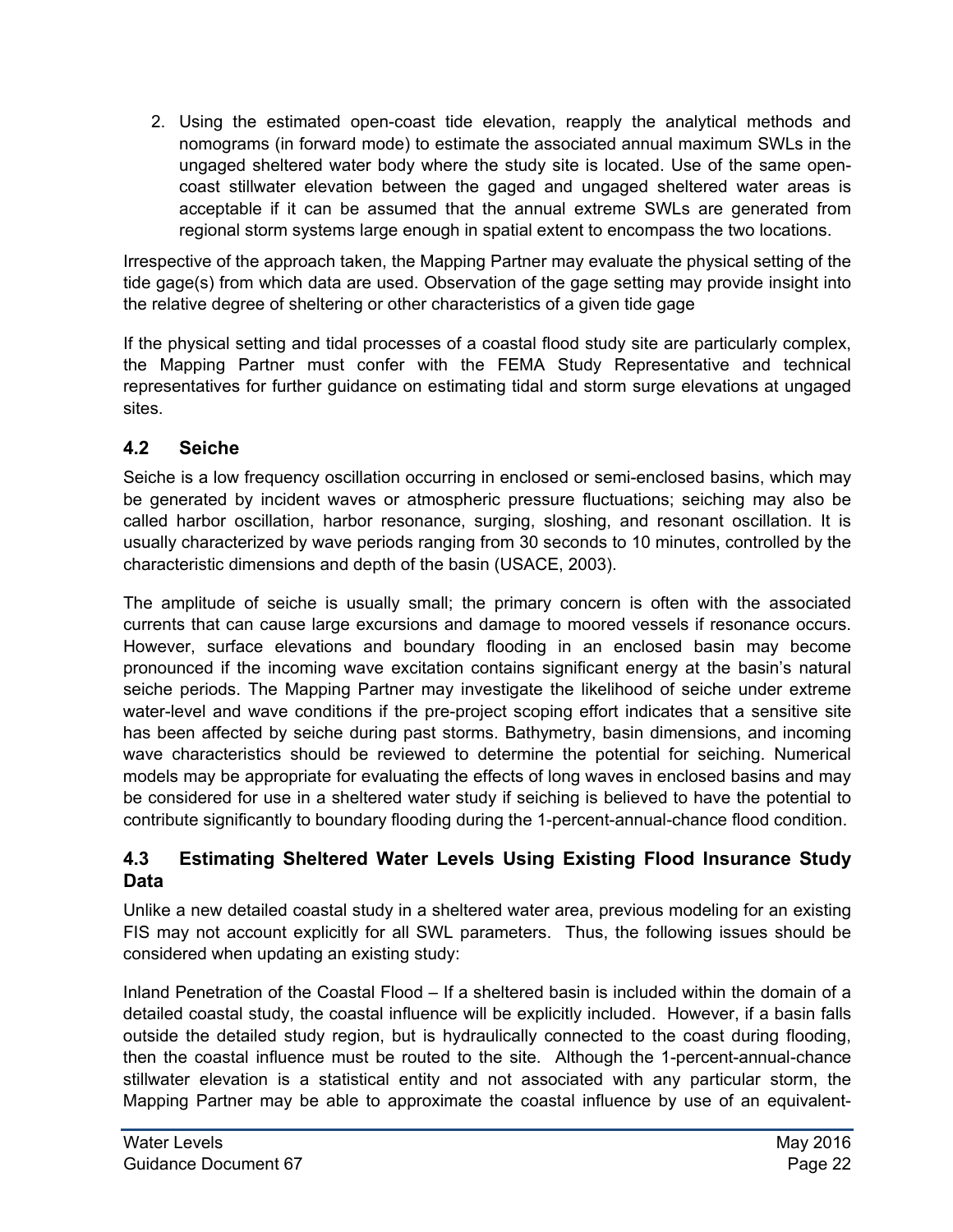2. Using the estimated open-coast tide elevation, reapply the analytical methods and nomograms (in forward mode) to estimate the associated annual maximum SWLs in the ungaged sheltered water body where the study site is located. Use of the same open-coast stillwater elevation between the gaged and ungaged sheltered water areas is acceptable if it can be assumed that the annual extreme SWLs are generated from regional storm systems large enough in spatial extent to encompass the two locations.

Irrespective of the approach taken, the Mapping Partner may evaluate the physical setting of the tide gage(s) from which data are used. Observation of the gage setting may provide insight into the relative degree of sheltering or other characteristics of a given tide gage

If the physical setting and tidal processes of a coastal flood study site are particularly complex, the Mapping Partner must confer with the FEMA Study Representative and technical representatives for further guidance on estimating tidal and storm surge elevations at ungaged sites.

## 4.2 Seiche

Seiche is a low frequency oscillation occurring in enclosed or semi-enclosed basins, which may be generated by incident waves or atmospheric pressure fluctuations; seiching may also be called harbor oscillation, harbor resonance, surging, sloshing, and resonant oscillation. It is usually characterized by wave periods ranging from 30 seconds to 10 minutes, controlled by the characteristic dimensions and depth of the basin (USACE, 2003).

The amplitude of seiche is usually small; the primary concern is often with the associated currents that can cause large excursions and damage to moored vessels if resonance occurs. However, surface elevations and boundary flooding in an enclosed basin may become pronounced if the incoming wave excitation contains significant energy at the basin's natural seiche periods. The Mapping Partner may investigate the likelihood of seiche under extreme water-level and wave conditions if the pre-project scoping effort indicates that a sensitive site has been affected by seiche during past storms. Bathymetry, basin dimensions, and incoming wave characteristics should be reviewed to determine the potential for seiching. Numerical models may be appropriate for evaluating the effects of long waves in enclosed basins and may be considered for use in a sheltered water study if seiching is believed to have the potential to contribute significantly to boundary flooding during the 1-percent-annual-chance flood condition.

## 4.3 Estimating Sheltered Water Levels Using Existing Flood Insurance Study Data

Unlike a new detailed coastal study in a sheltered water area, previous modeling for an existing FIS may not account explicitly for all SWL parameters. Thus, the following issues should be considered when updating an existing study:

Inland Penetration of the Coastal Flood – If a sheltered basin is included within the domain of a detailed coastal study, the coastal influence will be explicitly included. However, if a basin falls outside the detailed study region, but is hydraulically connected to the coast during flooding, then the coastal influence must be routed to the site. Although the 1-percent-annual-chance stillwater elevation is a statistical entity and not associated with any particular storm, the Mapping Partner may be able to approximate the coastal influence by use of an equivalent-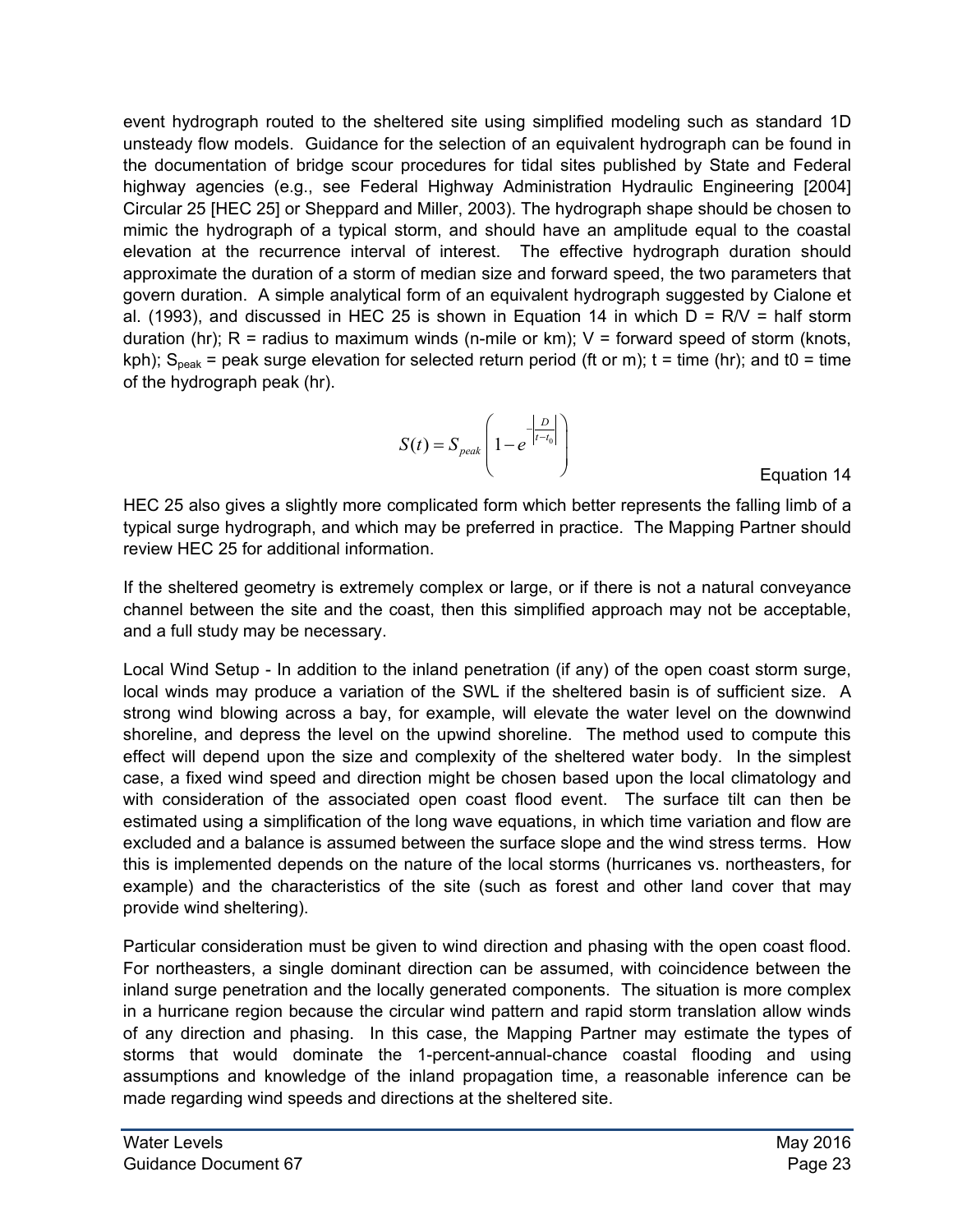event hydrograph routed to the sheltered site using simplified modeling such as standard 1D unsteady flow models. Guidance for the selection of an equivalent hydrograph can be found in the documentation of bridge scour procedures for tidal sites published by State and Federal highway agencies (e.g., see Federal Highway Administration Hydraulic Engineering [2004] Circular 25 [HEC 25] or Sheppard and Miller, 2003). The hydrograph shape should be chosen to mimic the hydrograph of a typical storm, and should have an amplitude equal to the coastal elevation at the recurrence interval of interest. The effective hydrograph duration should approximate the duration of a storm of median size and forward speed, the two parameters that govern duration. A simple analytical form of an equivalent hydrograph suggested by Cialone et al. (1993), and discussed in HEC 25 is shown in Equation 14 in which D = R/V = half storm duration (hr); R = radius to maximum winds (n-mile or km); V = forward speed of storm (knots, kph); $S_{peak}$ = peak surge elevation for selected return period (ft or m); t = time (hr); and t0 = time of the hydrograph peak (hr).

$$S(t) = S_{peak}\left(1 - e^{-\left|\frac{D}{t-t_0}\right|}\right)$$

Equation 14

HEC 25 also gives a slightly more complicated form which better represents the falling limb of a typical surge hydrograph, and which may be preferred in practice. The Mapping Partner should review HEC 25 for additional information.

If the sheltered geometry is extremely complex or large, or if there is not a natural conveyance channel between the site and the coast, then this simplified approach may not be acceptable, and a full study may be necessary.

Local Wind Setup - In addition to the inland penetration (if any) of the open coast storm surge, local winds may produce a variation of the SWL if the sheltered basin is of sufficient size. A strong wind blowing across a bay, for example, will elevate the water level on the downwind shoreline, and depress the level on the upwind shoreline. The method used to compute this effect will depend upon the size and complexity of the sheltered water body. In the simplest case, a fixed wind speed and direction might be chosen based upon the local climatology and with consideration of the associated open coast flood event. The surface tilt can then be estimated using a simplification of the long wave equations, in which time variation and flow are excluded and a balance is assumed between the surface slope and the wind stress terms. How this is implemented depends on the nature of the local storms (hurricanes vs. northeasters, for example) and the characteristics of the site (such as forest and other land cover that may provide wind sheltering).

Particular consideration must be given to wind direction and phasing with the open coast flood. For northeasters, a single dominant direction can be assumed, with coincidence between the inland surge penetration and the locally generated components. The situation is more complex in a hurricane region because the circular wind pattern and rapid storm translation allow winds of any direction and phasing. In this case, the Mapping Partner may estimate the types of storms that would dominate the 1-percent-annual-chance coastal flooding and using assumptions and knowledge of the inland propagation time, a reasonable inference can be made regarding wind speeds and directions at the sheltered site.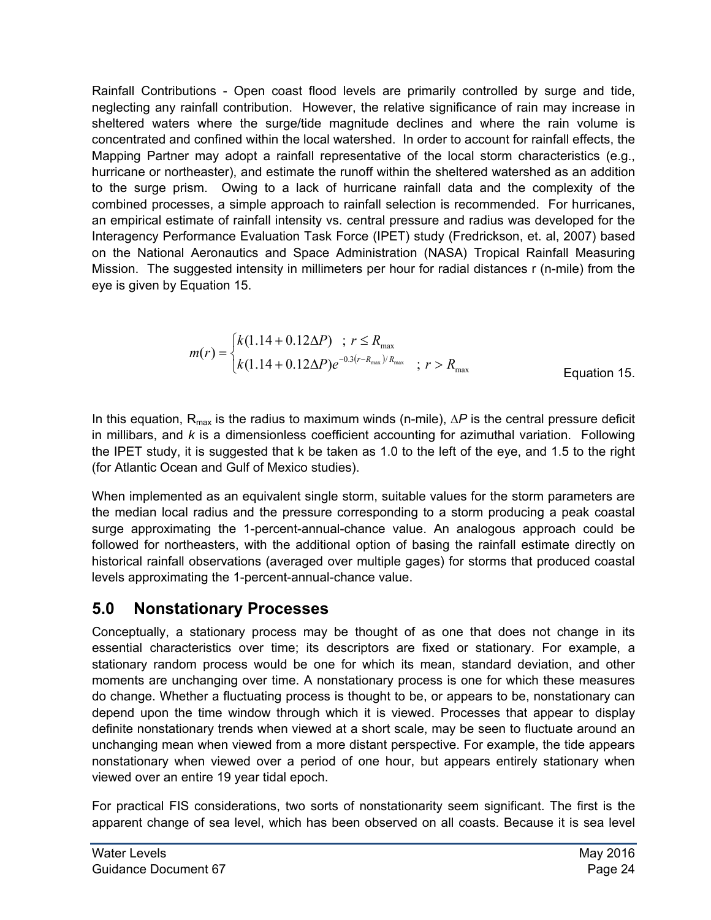Rainfall Contributions - Open coast flood levels are primarily controlled by surge and tide, neglecting any rainfall contribution. However, the relative significance of rain may increase in sheltered waters where the surge/tide magnitude declines and where the rain volume is concentrated and confined within the local watershed. In order to account for rainfall effects, the Mapping Partner may adopt a rainfall representative of the local storm characteristics (e.g., hurricane or northeaster), and estimate the runoff within the sheltered watershed as an addition to the surge prism. Owing to a lack of hurricane rainfall data and the complexity of the combined processes, a simple approach to rainfall selection is recommended. For hurricanes, an empirical estimate of rainfall intensity vs. central pressure and radius was developed for the Interagency Performance Evaluation Task Force (IPET) study (Fredrickson, et. al, 2007) based on the National Aeronautics and Space Administration (NASA) Tropical Rainfall Measuring Mission. The suggested intensity in millimeters per hour for radial distances r (n-mile) from the eye is given by Equation 15.

$$m(r) = \begin{cases} k(1.14 + 0.12\Delta P) & ;\ r \le R_{\max} \\ k(1.14 + 0.12\Delta P)e^{-0.3(r - R_{\max})/R_{\max}} & ;\ r > R_{\max} \end{cases} \qquad \text{Equation 15.}$$

In this equation, $R_{max}$ is the radius to maximum winds (n-mile), $\Delta P$ is the central pressure deficit in millibars, and $k$ is a dimensionless coefficient accounting for azimuthal variation. Following the IPET study, it is suggested that k be taken as 1.0 to the left of the eye, and 1.5 to the right (for Atlantic Ocean and Gulf of Mexico studies).

When implemented as an equivalent single storm, suitable values for the storm parameters are the median local radius and the pressure corresponding to a storm producing a peak coastal surge approximating the 1-percent-annual-chance value. An analogous approach could be followed for northeasters, with the additional option of basing the rainfall estimate directly on historical rainfall observations (averaged over multiple gages) for storms that produced coastal levels approximating the 1-percent-annual-chance value.

## 5.0 Nonstationary Processes

Conceptually, a stationary process may be thought of as one that does not change in its essential characteristics over time; its descriptors are fixed or stationary. For example, a stationary random process would be one for which its mean, standard deviation, and other moments are unchanging over time. A nonstationary process is one for which these measures do change. Whether a fluctuating process is thought to be, or appears to be, nonstationary can depend upon the time window through which it is viewed. Processes that appear to display definite nonstationary trends when viewed at a short scale, may be seen to fluctuate around an unchanging mean when viewed from a more distant perspective. For example, the tide appears nonstationary when viewed over a period of one hour, but appears entirely stationary when viewed over an entire 19 year tidal epoch.

For practical FIS considerations, two sorts of nonstationarity seem significant. The first is the apparent change of sea level, which has been observed on all coasts. Because it is sea level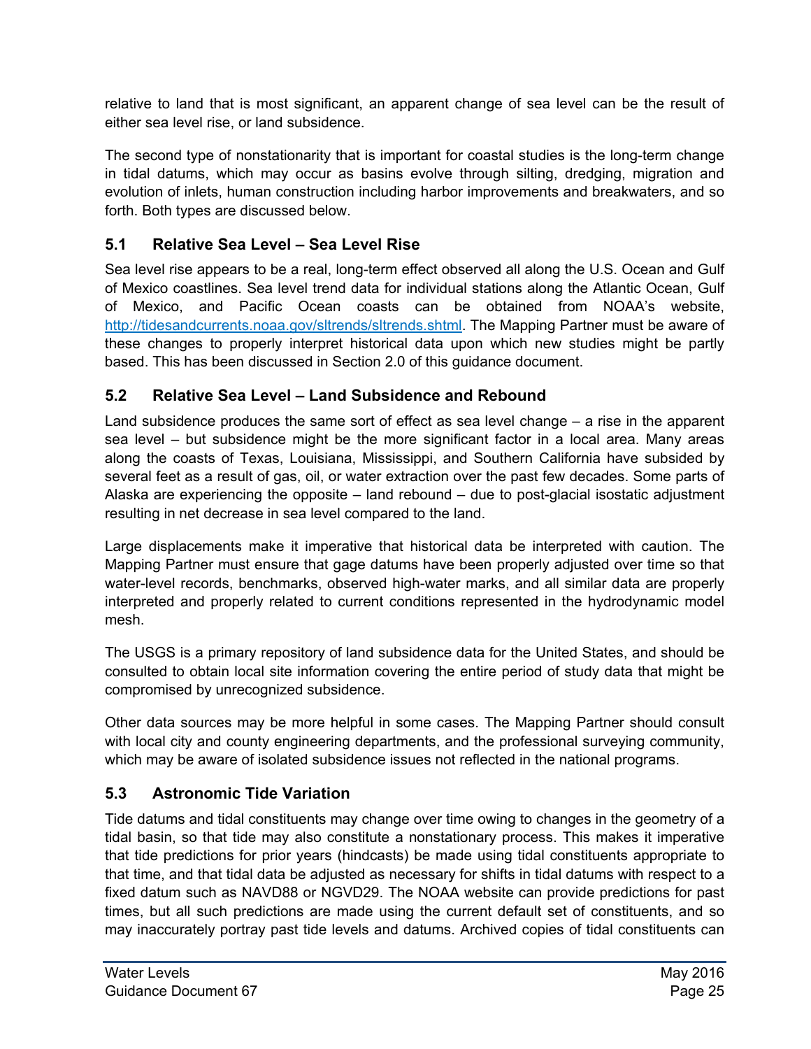relative to land that is most significant, an apparent change of sea level can be the result of either sea level rise, or land subsidence.

The second type of nonstationarity that is important for coastal studies is the long-term change in tidal datums, which may occur as basins evolve through silting, dredging, migration and evolution of inlets, human construction including harbor improvements and breakwaters, and so forth. Both types are discussed below.

## 5.1 Relative Sea Level – Sea Level Rise

Sea level rise appears to be a real, long-term effect observed all along the U.S. Ocean and Gulf of Mexico coastlines. Sea level trend data for individual stations along the Atlantic Ocean, Gulf of Mexico, and Pacific Ocean coasts can be obtained from NOAA's website, http://tidesandcurrents.noaa.gov/sltrends/sltrends.shtml. The Mapping Partner must be aware of these changes to properly interpret historical data upon which new studies might be partly based. This has been discussed in Section 2.0 of this guidance document.

## 5.2 Relative Sea Level – Land Subsidence and Rebound

Land subsidence produces the same sort of effect as sea level change – a rise in the apparent sea level – but subsidence might be the more significant factor in a local area. Many areas along the coasts of Texas, Louisiana, Mississippi, and Southern California have subsided by several feet as a result of gas, oil, or water extraction over the past few decades. Some parts of Alaska are experiencing the opposite – land rebound – due to post-glacial isostatic adjustment resulting in net decrease in sea level compared to the land.

Large displacements make it imperative that historical data be interpreted with caution. The Mapping Partner must ensure that gage datums have been properly adjusted over time so that water-level records, benchmarks, observed high-water marks, and all similar data are properly interpreted and properly related to current conditions represented in the hydrodynamic model mesh.

The USGS is a primary repository of land subsidence data for the United States, and should be consulted to obtain local site information covering the entire period of study data that might be compromised by unrecognized subsidence.

Other data sources may be more helpful in some cases. The Mapping Partner should consult with local city and county engineering departments, and the professional surveying community, which may be aware of isolated subsidence issues not reflected in the national programs.

## 5.3 Astronomic Tide Variation

Tide datums and tidal constituents may change over time owing to changes in the geometry of a tidal basin, so that tide may also constitute a nonstationary process. This makes it imperative that tide predictions for prior years (hindcasts) be made using tidal constituents appropriate to that time, and that tidal data be adjusted as necessary for shifts in tidal datums with respect to a fixed datum such as NAVD88 or NGVD29. The NOAA website can provide predictions for past times, but all such predictions are made using the current default set of constituents, and so may inaccurately portray past tide levels and datums. Archived copies of tidal constituents can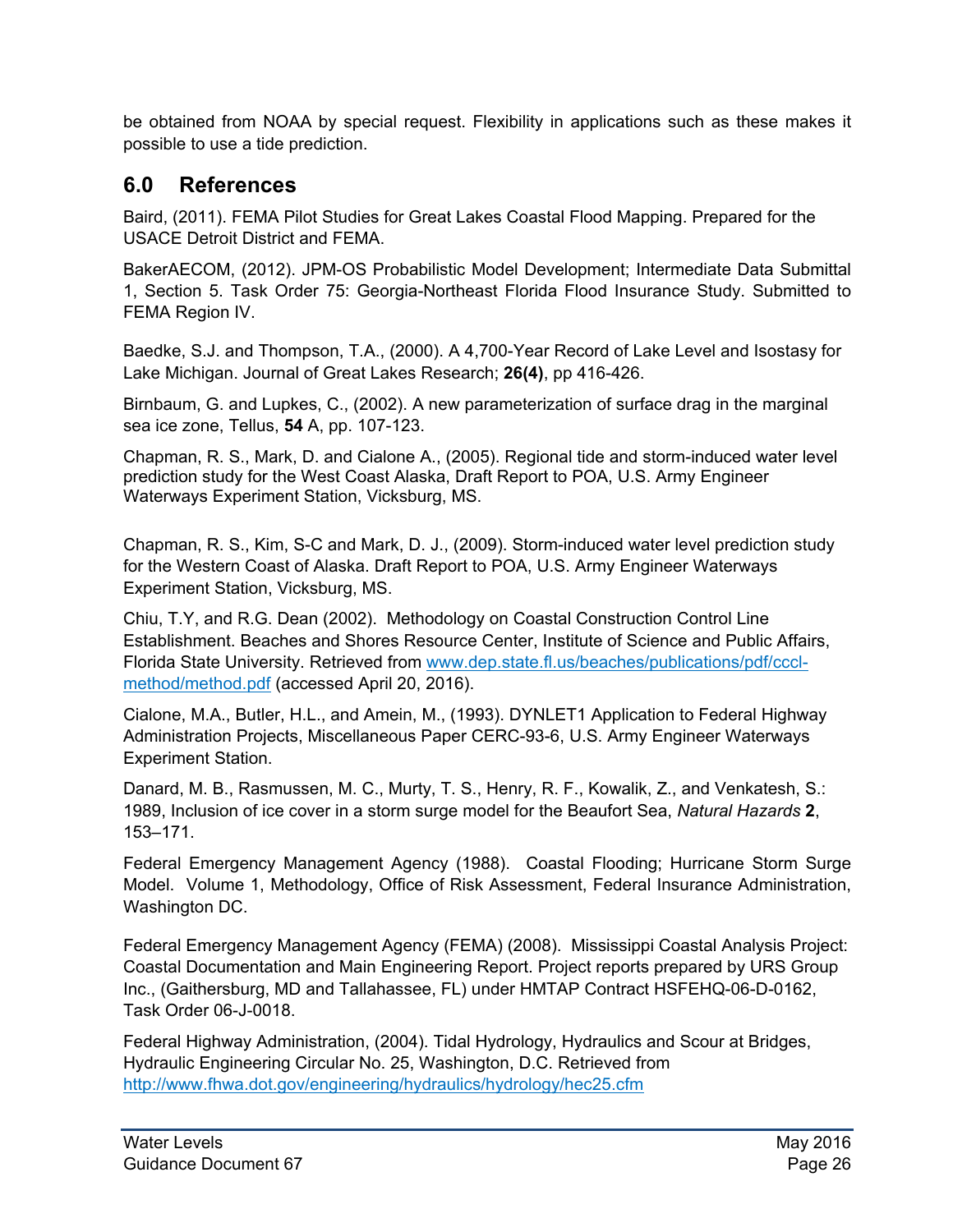be obtained from NOAA by special request. Flexibility in applications such as these makes it possible to use a tide prediction.

## 6.0 References

Baird, (2011). FEMA Pilot Studies for Great Lakes Coastal Flood Mapping. Prepared for the USACE Detroit District and FEMA.

BakerAECOM, (2012). JPM-OS Probabilistic Model Development; Intermediate Data Submittal 1, Section 5. Task Order 75: Georgia-Northeast Florida Flood Insurance Study. Submitted to FEMA Region IV.

Baedke, S.J. and Thompson, T.A., (2000). A 4,700-Year Record of Lake Level and Isostasy for Lake Michigan. Journal of Great Lakes Research; **26(4)**, pp 416-426.

Birnbaum, G. and Lupkes, C., (2002). A new parameterization of surface drag in the marginal sea ice zone, Tellus, **54** A, pp. 107-123.

Chapman, R. S., Mark, D. and Cialone A., (2005). Regional tide and storm-induced water level prediction study for the West Coast Alaska, Draft Report to POA, U.S. Army Engineer Waterways Experiment Station, Vicksburg, MS.

Chapman, R. S., Kim, S-C and Mark, D. J., (2009). Storm-induced water level prediction study for the Western Coast of Alaska. Draft Report to POA, U.S. Army Engineer Waterways Experiment Station, Vicksburg, MS.

Chiu, T.Y, and R.G. Dean (2002). Methodology on Coastal Construction Control Line Establishment. Beaches and Shores Resource Center, Institute of Science and Public Affairs, Florida State University. Retrieved from www.dep.state.fl.us/beaches/publications/pdf/cccl-method/method.pdf (accessed April 20, 2016).

Cialone, M.A., Butler, H.L., and Amein, M., (1993). DYNLET1 Application to Federal Highway Administration Projects, Miscellaneous Paper CERC-93-6, U.S. Army Engineer Waterways Experiment Station.

Danard, M. B., Rasmussen, M. C., Murty, T. S., Henry, R. F., Kowalik, Z., and Venkatesh, S.: 1989, Inclusion of ice cover in a storm surge model for the Beaufort Sea, *Natural Hazards* **2**, 153–171.

Federal Emergency Management Agency (1988). Coastal Flooding; Hurricane Storm Surge Model. Volume 1, Methodology, Office of Risk Assessment, Federal Insurance Administration, Washington DC.

Federal Emergency Management Agency (FEMA) (2008). Mississippi Coastal Analysis Project: Coastal Documentation and Main Engineering Report. Project reports prepared by URS Group Inc., (Gaithersburg, MD and Tallahassee, FL) under HMTAP Contract HSFEHQ-06-D-0162, Task Order 06-J-0018.

Federal Highway Administration, (2004). Tidal Hydrology, Hydraulics and Scour at Bridges, Hydraulic Engineering Circular No. 25, Washington, D.C. Retrieved from http://www.fhwa.dot.gov/engineering/hydraulics/hydrology/hec25.cfm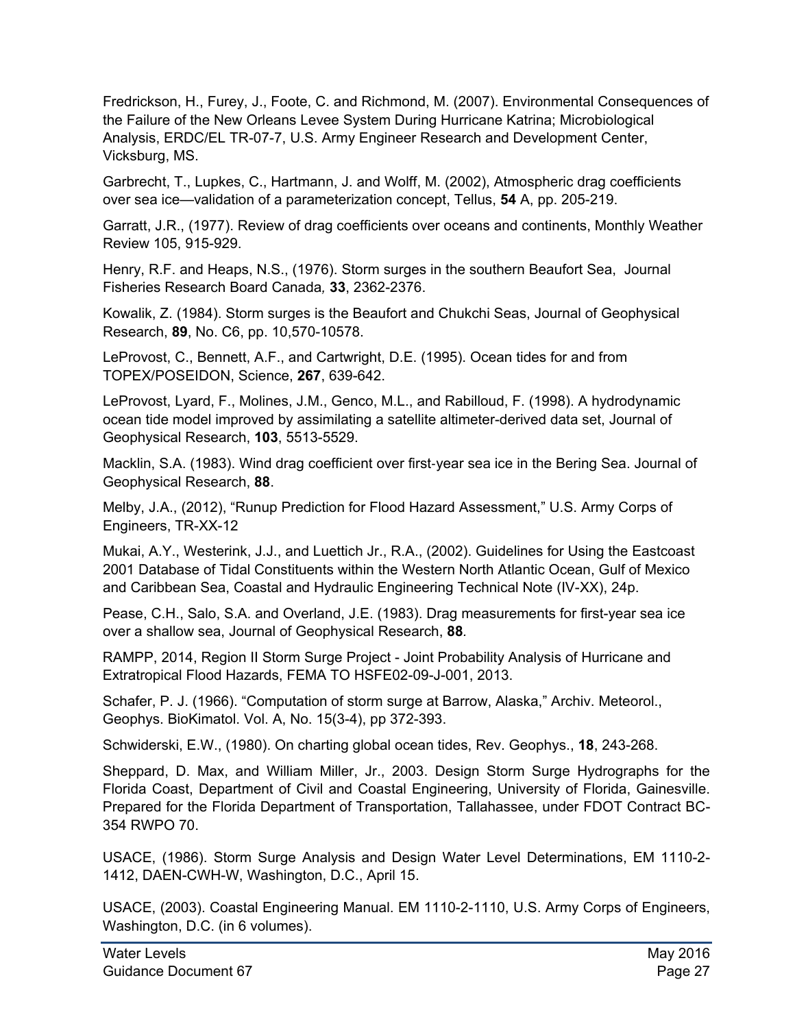Fredrickson, H., Furey, J., Foote, C. and Richmond, M. (2007). Environmental Consequences of the Failure of the New Orleans Levee System During Hurricane Katrina; Microbiological Analysis, ERDC/EL TR-07-7, U.S. Army Engineer Research and Development Center, Vicksburg, MS.

Garbrecht, T., Lupkes, C., Hartmann, J. and Wolff, M. (2002), Atmospheric drag coefficients over sea ice—validation of a parameterization concept, Tellus, **54** A, pp. 205-219.

Garratt, J.R., (1977). Review of drag coefficients over oceans and continents, Monthly Weather Review 105, 915-929.

Henry, R.F. and Heaps, N.S., (1976). Storm surges in the southern Beaufort Sea, Journal Fisheries Research Board Canada*,* **33**, 2362-2376.

Kowalik, Z. (1984). Storm surges is the Beaufort and Chukchi Seas, Journal of Geophysical Research, **89**, No. C6, pp. 10,570-10578.

LeProvost, C., Bennett, A.F., and Cartwright, D.E. (1995). Ocean tides for and from TOPEX/POSEIDON, Science, **267**, 639-642.

LeProvost, Lyard, F., Molines, J.M., Genco, M.L., and Rabilloud, F. (1998). A hydrodynamic ocean tide model improved by assimilating a satellite altimeter-derived data set, Journal of Geophysical Research, **103**, 5513-5529.

Macklin, S.A. (1983). Wind drag coefficient over first-year sea ice in the Bering Sea. Journal of Geophysical Research, **88**.

Melby, J.A., (2012), "Runup Prediction for Flood Hazard Assessment," U.S. Army Corps of Engineers, TR-XX-12

Mukai, A.Y., Westerink, J.J., and Luettich Jr., R.A., (2002). Guidelines for Using the Eastcoast 2001 Database of Tidal Constituents within the Western North Atlantic Ocean, Gulf of Mexico and Caribbean Sea, Coastal and Hydraulic Engineering Technical Note (IV-XX), 24p.

Pease, C.H., Salo, S.A. and Overland, J.E. (1983). Drag measurements for first-year sea ice over a shallow sea, Journal of Geophysical Research, **88**.

RAMPP, 2014, Region II Storm Surge Project - Joint Probability Analysis of Hurricane and Extratropical Flood Hazards, FEMA TO HSFE02-09-J-001, 2013.

Schafer, P. J. (1966). "Computation of storm surge at Barrow, Alaska," Archiv. Meteorol., Geophys. BioKimatol. Vol. A, No. 15(3-4), pp 372-393.

Schwiderski, E.W., (1980). On charting global ocean tides, Rev. Geophys., **18**, 243-268.

Sheppard, D. Max, and William Miller, Jr., 2003. Design Storm Surge Hydrographs for the Florida Coast, Department of Civil and Coastal Engineering, University of Florida, Gainesville. Prepared for the Florida Department of Transportation, Tallahassee, under FDOT Contract BC-354 RWPO 70.

USACE, (1986). Storm Surge Analysis and Design Water Level Determinations, EM 1110-2-1412, DAEN-CWH-W, Washington, D.C., April 15.

USACE, (2003). Coastal Engineering Manual. EM 1110-2-1110, U.S. Army Corps of Engineers, Washington, D.C. (in 6 volumes).